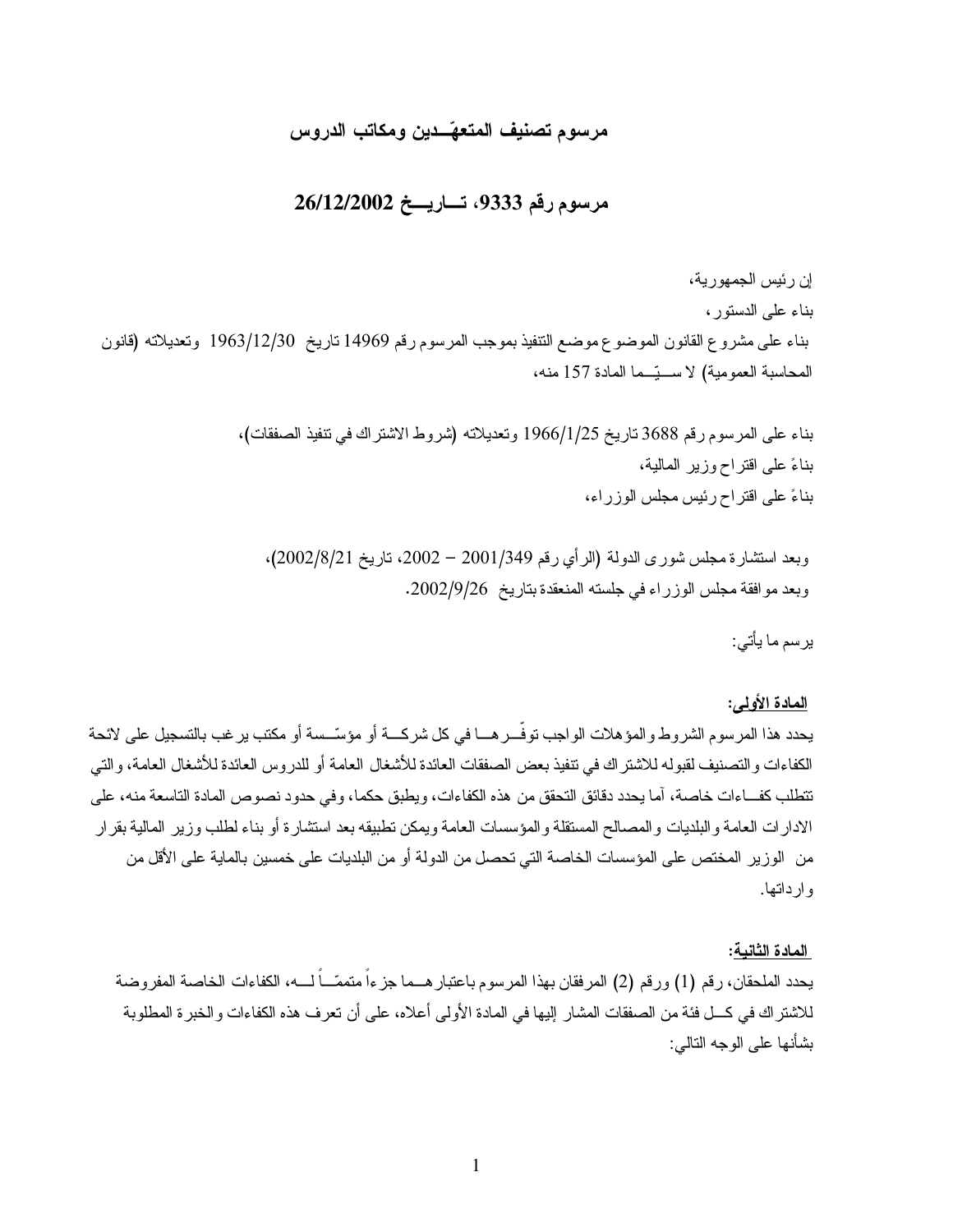## مرسوم تصنيف المتعهّـدين ومكاتب الدروس

## مرسوم رقم 9333، تـاريـخ 26/12/2002

إن رئيس الجمهورية،

بناء على الدستور،

بناء على مشروع القانون الموضوع موضع التنفيذ بموجب المرسوم رقم 14969 تاريخ 1963/12/30 وتعديلاته (قانون المحاسبة العمومية) لا سـيّـما المادة 157 منه،

بناء على المرسوم رقم 3688 تاريخ 1966/1/25 وتعديلاته (شروط الاشتراك في تنفيذ الصفقات)،

بناءً على اقتراح وزير المالية،

بناءً على اقتراح رئيس مجلس الوزراء،

وبعد استشارة مجلس شورى الدولة (الرأي رقم 2001/349 – 2002، تاريخ 2002/8/21)،

وبعد موافقة مجلس الوزراء في جلسته المنعقدة بتاريخ 2002/9/26.

يرسم ما يأتي:

**المادة الأولى:**

يحدد هذا المرسوم الشروط والمؤهلات الواجب توفّـرهـا في كل شركـة أو مؤسّـسة أو مكتب يرغب بالتسجيل على لائحة الكفاءات والتصنيف لقبوله للاشتراك في تنفيذ بعض الصفقات العائدة للأشغال العامة أو للدروس العائدة للأشغال العامة، والتي تتطلب كفـاءات خاصة، أما يحدد دقائق التحقق من هذه الكفاءات، ويطبق حكما، وفي حدود نصوص المادة التاسعة منه، على الادارات العامة والبلديات والمصالح المستقلة والمؤسسات العامة ويمكن تطبيقه بعد استشارة أو بناء لطلب وزير المالية بقرار من الوزير المختص على المؤسسات الخاصة التي تحصل من الدولة أو من البلديات على خمسين بالماية على الأقل من وارداتها.

**المادة الثانية:**

يحدد الملحقان، رقم (1) ورقم (2) المرفقان بهذا المرسوم باعتبارهـما جزءاً متممّـاً لـه، الكفاءات الخاصة المفروضة للاشتراك في كـل فئة من الصفقات المشار إليها في المادة الأولى أعلاه، على أن تعرف هذه الكفاءات والخبرة المطلوبة بشأنها على الوجه التالي: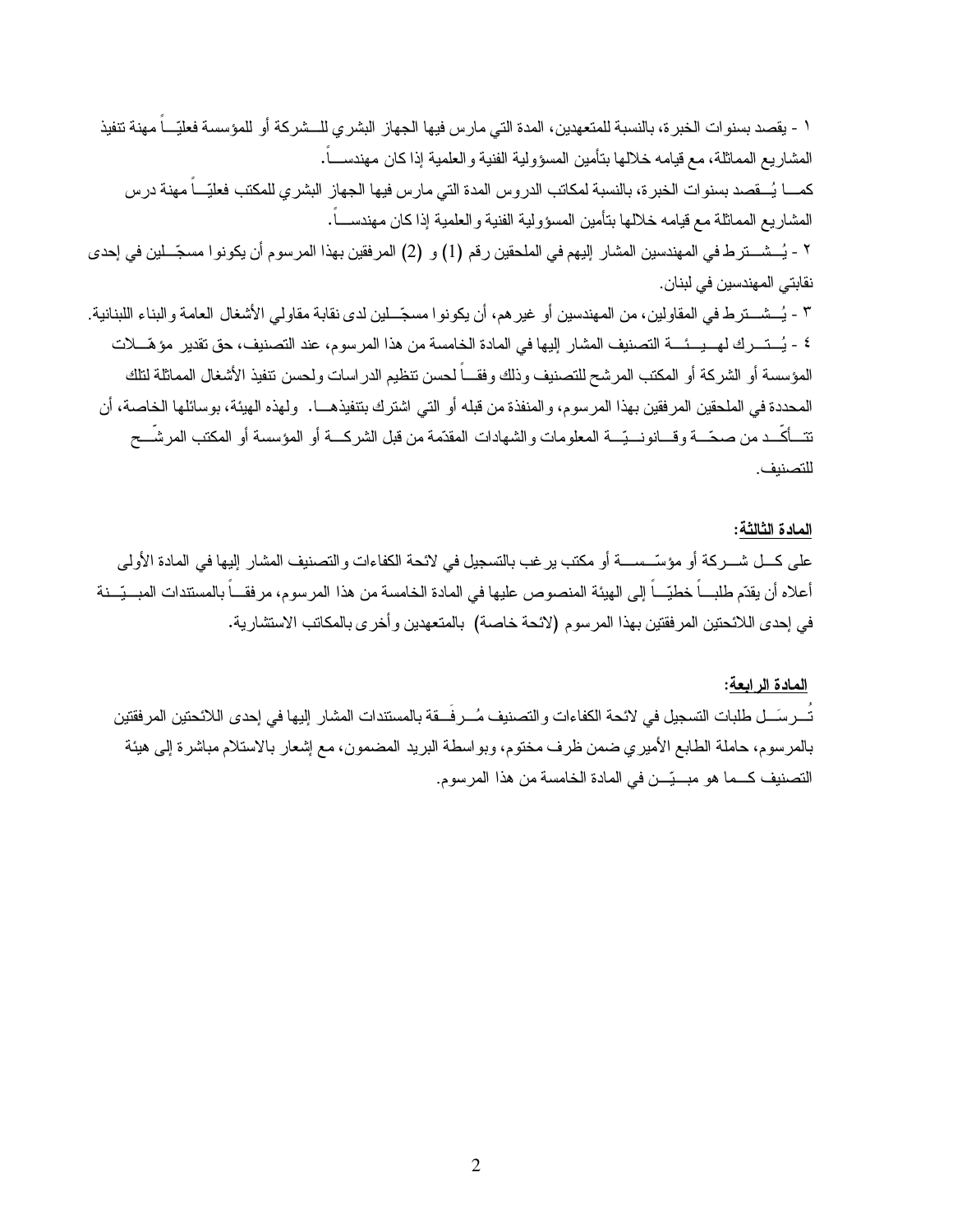١ - يقصد بسنوات الخبرة، بالنسبة للمتعهدين، المدة التي مارس فيها الجهاز البشري للشركة أو للمؤسسة فعليّاً مهنة تنفيذ المشاريع المماثلة، مع قيامه خلالها بتأمين المسؤولية الفنية والعلمية إذا كان مهندساً.

كما يُقصد بسنوات الخبرة، بالنسبة لمكاتب الدروس المدة التي مارس فيها الجهاز البشري للمكتب فعليّاً مهنة درس المشاريع المماثلة مع قيامه خلالها بتأمين المسؤولية الفنية والعلمية إذا كان مهندساً.

٢ - يُشترط في المهندسين المشار إليهم في الملحقين رقم (1) و (2) المرفقين بهذا المرسوم أن يكونوا مسجّلين في إحدى نقابتي المهندسين في لبنان.

٣ - يُشترط في المقاولين، من المهندسين أو غيرهم، أن يكونوا مسجّلين لدى نقابة مقاولي الأشغال العامة والبناء اللبنانية.

٤ - يُترك لهيئة التصنيف المشار إليها في المادة الخامسة من هذا المرسوم، عند التصنيف، حق تقدير مؤهّلات المؤسسة أو الشركة أو المكتب المرشح للتصنيف وذلك وفقاً لحسن تنظيم الدراسات ولحسن تنفيذ الأشغال المماثلة لتلك المحددة في الملحقين المرفقين بهذا المرسوم، والمنفذة من قبله أو التي اشترك بتنفيذها. ولهذه الهيئة، بوسائلها الخاصة، أن تتأكّد من صحّة وقانونيّة المعلومات والشهادات المقدّمة من قبل الشركة أو المؤسسة أو المكتب المرشّح للتصنيف.

**المادة الثالثة:**

على كل شركة أو مؤسّسة أو مكتب يرغب بالتسجيل في لائحة الكفاءات والتصنيف المشار إليها في المادة الأولى أعلاه أن يقدّم طلباً خطيّاً إلى الهيئة المنصوص عليها في المادة الخامسة من هذا المرسوم، مرفقاً بالمستندات المبيّنة في إحدى اللائحتين المرفقتين بهذا المرسوم (لائحة خاصة) بالمتعهدين وأخرى بالمكاتب الاستشارية.

**المادة الرابعة:**

تُرسَل طلبات التسجيل في لائحة الكفاءات والتصنيف مُرفَقة بالمستندات المشار إليها في إحدى اللائحتين المرفقتين بالمرسوم، حاملة الطابع الأميري ضمن ظرف مختوم، وبواسطة البريد المضمون، مع إشعار بالاستلام مباشرة إلى هيئة التصنيف كما هو مبيّن في المادة الخامسة من هذا المرسوم.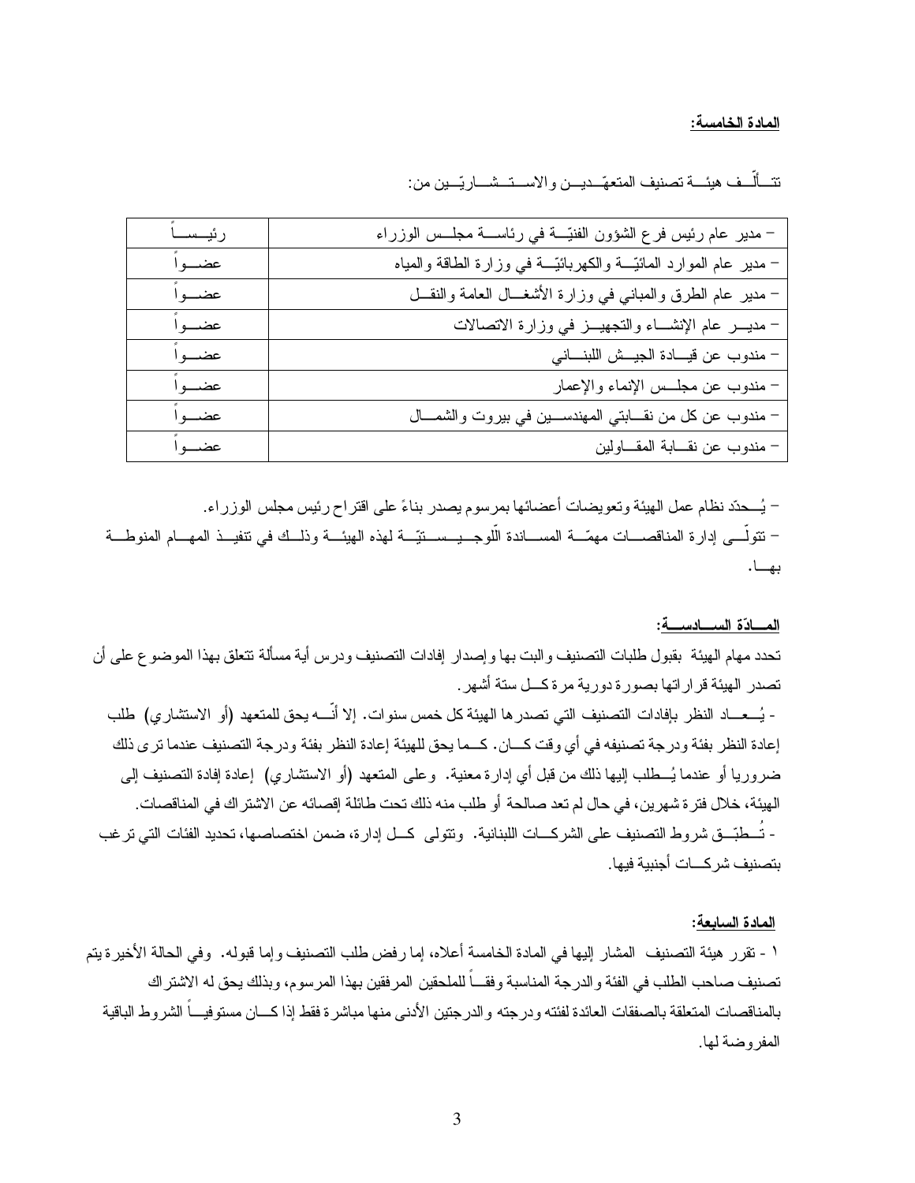**المادة الخامسة:**

تتألف هيئة تصنيف المتعهّدين والاستشاريّين من:

| | |
|---|---|
| – مدير عام رئيس فرع الشؤون الفنيّة في رئاسة مجلس الوزراء | رئيساً |
| – مدير عام الموارد المائيّة والكهربائيّة في وزارة الطاقة والمياه | عضواً |
| – مدير عام الطرق والمباني في وزارة الأشغال العامة والنقل | عضواً |
| – مدير عام الإنشاء والتجهيز في وزارة الاتصالات | عضواً |
| – مندوب عن قيادة الجيش اللبناني | عضواً |
| – مندوب عن مجلس الإنماء والإعمار | عضواً |
| – مندوب عن كل من نقابتي المهندسين في بيروت والشمال | عضواً |
| – مندوب عن نقابة المقاولين | عضواً |

– يُحدّد نظام عمل الهيئة وتعويضات أعضائها بمرسوم يصدر بناءً على اقتراح رئيس مجلس الوزراء.

– تتولّى إدارة المناقصات مهمّة المساندة اللّوجيستيّة لهذه الهيئة وذلك في تنفيذ المهام المنوطة بها.

**المادّة السادسة:**

تحدد مهام الهيئة بقبول طلبات التصنيف والبت بها وإصدار إفادات التصنيف ودرس أية مسألة تتعلق بهذا الموضوع على أن تصدر الهيئة قراراتها بصورة دورية مرة كل ستة أشهر.

- يُعاد النظر بإفادات التصنيف التي تصدرها الهيئة كل خمس سنوات. إلا أنّه يحق للمتعهد (أو الاستشاري) طلب إعادة النظر بفئة ودرجة تصنيفه في أي وقت كان. كما يحق للهيئة إعادة النظر بفئة ودرجة التصنيف عندما ترى ذلك ضروريا أو عندما يُطلب إليها ذلك من قبل أي إدارة معنية. وعلى المتعهد (أو الاستشاري) إعادة إفادة التصنيف إلى الهيئة، خلال فترة شهرين، في حال لم تعد صالحة أو طلب منه ذلك تحت طائلة إقصائه عن الاشتراك في المناقصات.

- تُطبّق شروط التصنيف على الشركات اللبنانية. وتتولى كل إدارة، ضمن اختصاصها، تحديد الفئات التي ترغب بتصنيف شركات أجنبية فيها.

**المادة السابعة:**

١ - تقرر هيئة التصنيف المشار إليها في المادة الخامسة أعلاه، إما رفض طلب التصنيف وإما قبوله. وفي الحالة الأخيرة يتم تصنيف صاحب الطلب في الفئة والدرجة المناسبة وفقاً للملحقين المرفقين بهذا المرسوم، وبذلك يحق له الاشتراك بالمناقصات المتعلقة بالصفقات العائدة لفئته ودرجته والدرجتين الأدنى منها مباشرة فقط إذا كان مستوفياً الشروط الباقية المفروضة لها.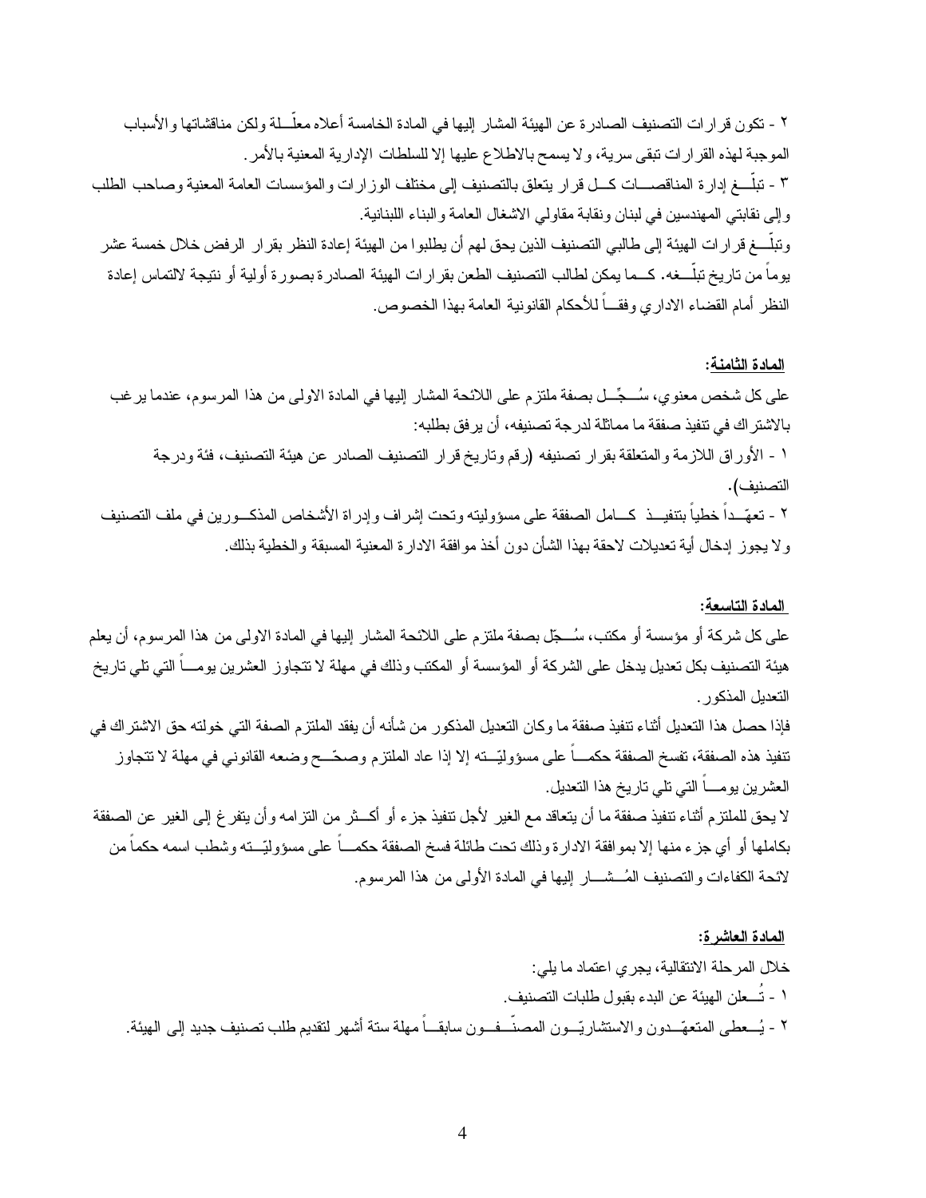٢ - تكون قرارات التصنيف الصادرة عن الهيئة المشار إليها في المادة الخامسة أعلاه معلّلة ولكن مناقشاتها والأسباب الموجبة لهذه القرارات تبقى سرية، ولا يسمح بالاطلاع عليها إلا للسلطات الإدارية المعنية بالأمر.

٣ - تبلّغ إدارة المناقصات كل قرار يتعلق بالتصنيف إلى مختلف الوزارات والمؤسسات العامة المعنية وصاحب الطلب وإلى نقابتي المهندسين في لبنان ونقابة مقاولي الاشغال العامة والبناء اللبنانية.

وتبلّغ قرارات الهيئة إلى طالبي التصنيف الذين يحق لهم أن يطلبوا من الهيئة إعادة النظر بقرار الرفض خلال خمسة عشر يوماً من تاريخ تبلّغه. كما يمكن لطالب التصنيف الطعن بقرارات الهيئة الصادرة بصورة أولية أو نتيجة لالتماس إعادة النظر أمام القضاء الاداري وفقاً للأحكام القانونية العامة بهذا الخصوص.

**المادة الثامنة:**

على كل شخص معنوي، سُجِّل بصفة ملتزم على اللائحة المشار إليها في المادة الاولى من هذا المرسوم، عندما يرغب بالاشتراك في تنفيذ صفقة ما مماثلة لدرجة تصنيفه، أن يرفق بطلبه:

١ - الأوراق اللازمة والمتعلقة بقرار تصنيفه (رقم وتاريخ قرار التصنيف الصادر عن هيئة التصنيف، فئة ودرجة التصنيف).

٢ - تعهّداً خطياً بتنفيذ كامل الصفقة على مسؤوليته وتحت إشراف وإدراة الأشخاص المذكورين في ملف التصنيف ولا يجوز إدخال أية تعديلات لاحقة بهذا الشأن دون أخذ موافقة الادارة المعنية المسبقة والخطية بذلك.

**المادة التاسعة:**

على كل شركة أو مؤسسة أو مكتب، سُجّل بصفة ملتزم على اللائحة المشار إليها في المادة الاولى من هذا المرسوم، أن يعلم هيئة التصنيف بكل تعديل يدخل على الشركة أو المؤسسة أو المكتب وذلك في مهلة لا تتجاوز العشرين يوماً التي تلي تاريخ التعديل المذكور.

فإذا حصل هذا التعديل أثناء تنفيذ صفقة ما وكان التعديل المذكور من شأنه أن يفقد الملتزم الصفة التي خولته حق الاشتراك في تنفيذ هذه الصفقة، تفسخ الصفقة حكماً على مسؤوليّته إلا إذا عاد الملتزم وصحّح وضعه القانوني في مهلة لا تتجاوز العشرين يوماً التي تلي تاريخ هذا التعديل.

لا يحق للملتزم أثناء تنفيذ صفقة ما أن يتعاقد مع الغير لأجل تنفيذ جزء أو أكثر من التزامه وأن يتفرغ إلى الغير عن الصفقة بكاملها أو أي جزء منها إلا بموافقة الادارة وذلك تحت طائلة فسخ الصفقة حكماً على مسؤوليّته وشطب اسمه حكماً من لائحة الكفاءات والتصنيف المُشار إليها في المادة الأولى من هذا المرسوم.

**المادة العاشرة:**

خلال المرحلة الانتقالية، يجري اعتماد ما يلي:

١ - تُعلن الهيئة عن البدء بقبول طلبات التصنيف.

٢ - يُعطى المتعهّدون والاستشاريّون المصنّفون سابقاً مهلة ستة أشهر لتقديم طلب تصنيف جديد إلى الهيئة.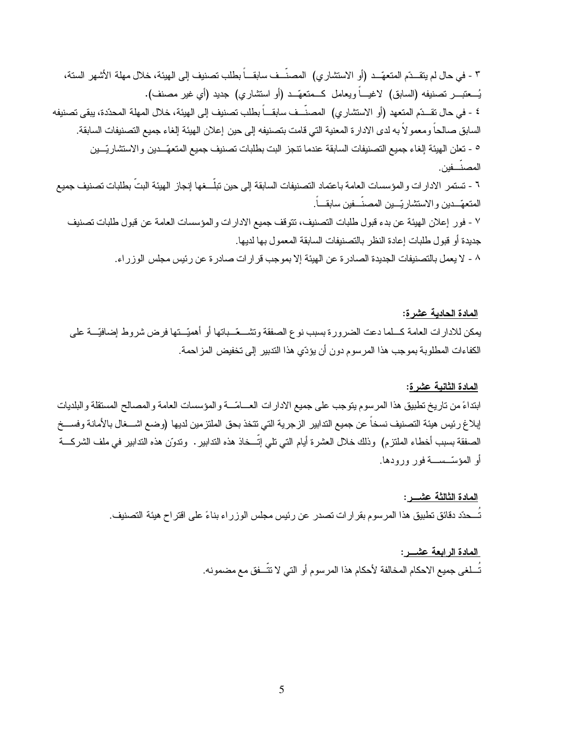٣ - في حال لم يتقدّم المتعهّد (أو الاستشاري) المصنّف سابقاً بطلب تصنيف إلى الهيئة، خلال مهلة الأشهر الستة، يُعتبر تصنيفه (السابق) لاغياً ويعامل كمتعهّد (أو استشاري) جديد (أي غير مصنف).

٤ - في حال تقدّم المتعهد (أو الاستشاري) المصنّف سابقاً بطلب تصنيف إلى الهيئة، خلال المهلة المحدّدة، يبقى تصنيفه السابق صالحاً ومعمولاً به لدى الادارة المعنية التي قامت بتصنيفه إلى حين إعلان الهيئة إلغاء جميع التصنيفات السابقة.

٥ - تعلن الهيئة إلغاء جميع التصنيفات السابقة عندما تنجز البت بطلبات تصنيف جميع المتعهّدين والاستشاريّين المصنّفين.

٦ - تستمر الادارات والمؤسسات العامة باعتماد التصنيفات السابقة إلى حين تبلّغها إنجاز الهيئة البتّ بطلبات تصنيف جميع المتعهّدين والاستشاريّين المصنّفين سابقاً.

٧ - فور إعلان الهيئة عن بدء قبول طلبات التصنيف، تتوقف جميع الادارات والمؤسسات العامة عن قبول طلبات تصنيف جديدة أو قبول طلبات إعادة النظر بالتصنيفات السابقة المعمول بها لديها.

٨ - لا يعمل بالتصنيفات الجديدة الصادرة عن الهيئة إلا بموجب قرارات صادرة عن رئيس مجلس الوزراء.

## المادة الحادية عشرة:

يمكن للادارات العامة كلما دعت الضرورة بسبب نوع الصفقة وتشعّباتها أو أهميّتها فرض شروط إضافيّة على الكفاءات المطلوبة بموجب هذا المرسوم دون أن يؤدّي هذا التدبير إلى تخفيض المزاحمة.

## المادة الثانية عشرة:

ابتداءً من تاريخ تطبيق هذا المرسوم يتوجب على جميع الادارات العامّة والمؤسسات العامة والمصالح المستقلة والبلديات إبلاغ رئيس هيئة التصنيف نسخاً عن جميع التدابير الزجرية التي تتخذ بحق الملتزمين لديها (وضع اشغال بالأمانة وفسخ الصفقة بسبب أخطاء الملتزم) وذلك خلال العشرة أيام التي تلي إتّخاذ هذه التدابير. وتدوّن هذه التدابير في ملف الشركة أو المؤسّسة فور ورودها.

## المادة الثالثة عشر:

تُحدّد دقائق تطبيق هذا المرسوم بقرارات تصدر عن رئيس مجلس الوزراء بناءً على اقتراح هيئة التصنيف.

## المادة الرابعة عشر:

تُلغى جميع الاحكام المخالفة لأحكام هذا المرسوم أو التي لا تتّفق مع مضمونه.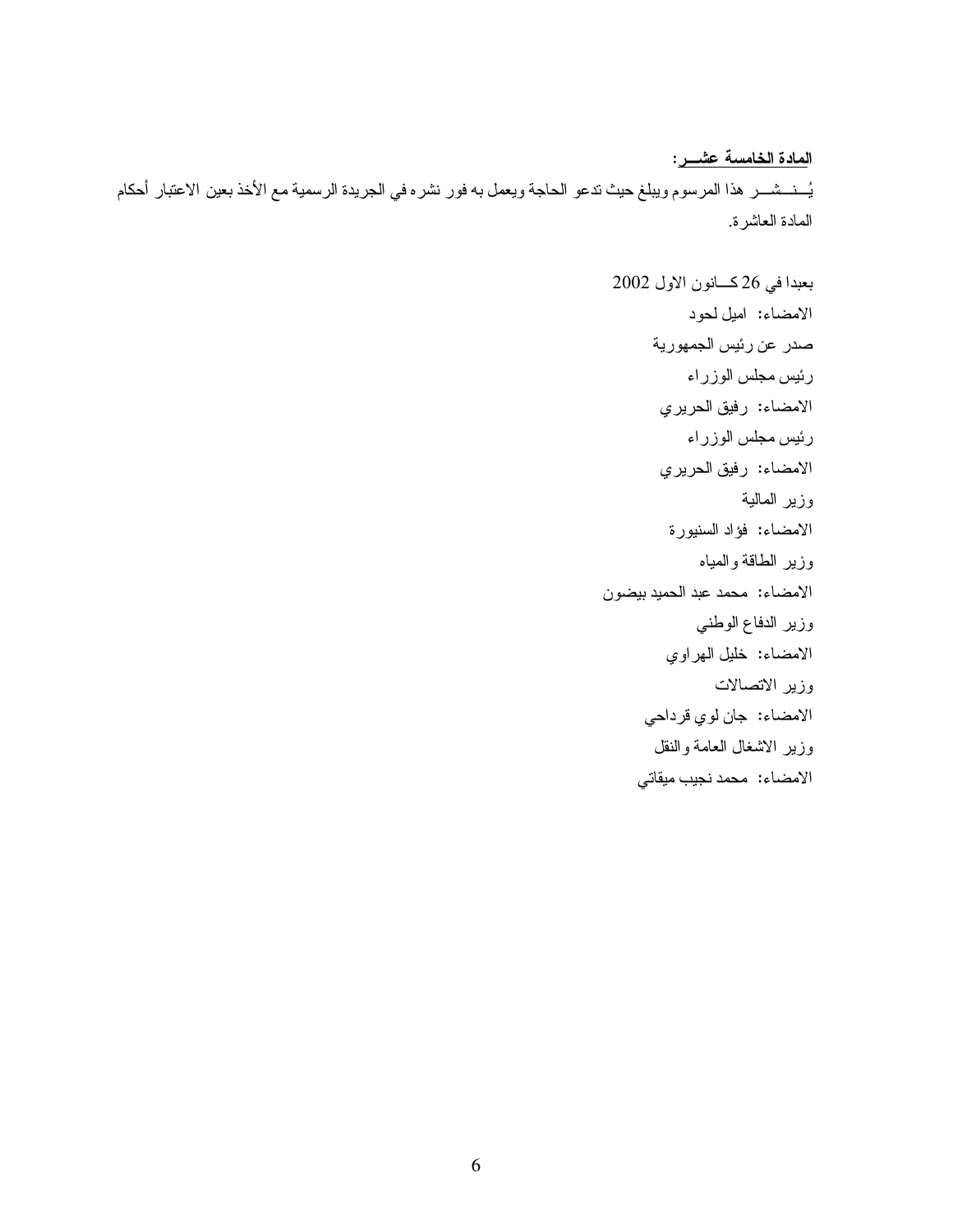**<u>المادة الخامسة عشـــر:</u>**

يُـــنـــشـــر هذا المرسوم ويبلغ حيث تدعو الحاجة ويعمل به فور نشره في الجريدة الرسمية مع الأخذ بعين الاعتبار أحكام المادة العاشرة.

بعبدا في 26 كـــانون الاول 2002

الامضاء: اميل لحود

صدر عن رئيس الجمهورية

رئيس مجلس الوزراء

الامضاء: رفيق الحريري

رئيس مجلس الوزراء

الامضاء: رفيق الحريري

وزير المالية

الامضاء: فؤاد السنيورة

وزير الطاقة والمياه

الامضاء: محمد عبد الحميد بيضون

وزير الدفاع الوطني

الامضاء: خليل الهراوي

وزير الاتصالات

الامضاء: جان لوي قرداحي

وزير الاشغال العامة والنقل

الامضاء: محمد نجيب ميقاتي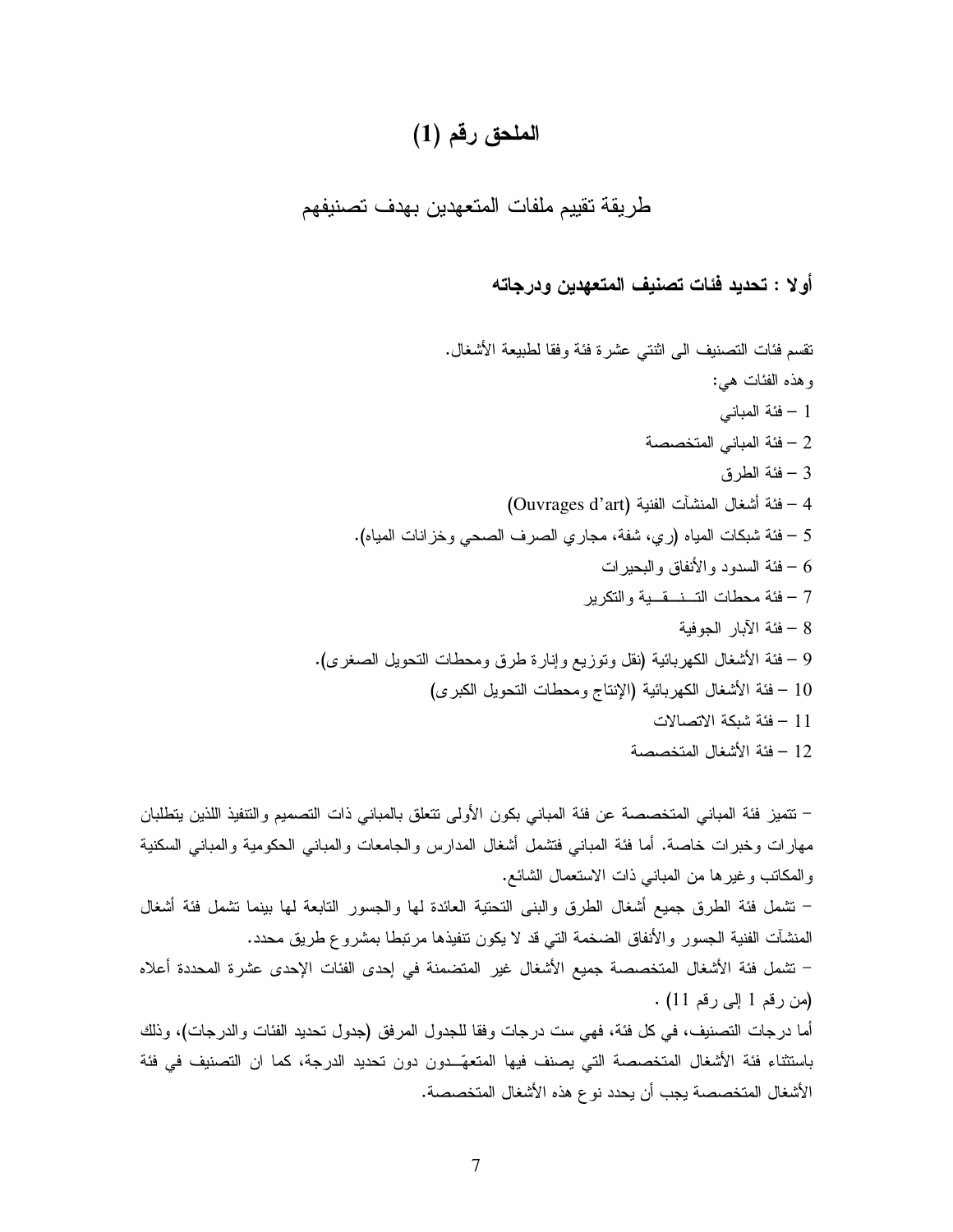# الملحق رقم (1)

## طريقة تقييم ملفات المتعهدين بهدف تصنيفهم

### أولا : تحديد فئات تصنيف المتعهدين ودرجاته

تقسم فئات التصنيف الى اثنتي عشرة فئة وفقا لطبيعة الأشغال.

وهذه الفئات هي:

1 – فئة المباني

2 – فئة المباني المتخصصة

3 – فئة الطرق

4 – فئة أشغال المنشآت الفنية (Ouvrages d'art)

5 – فئة شبكات المياه (ري، شفة، مجاري الصرف الصحي وخزانات المياه).

6 – فئة السدود والأنفاق والبحيرات

7 – فئة محطات التـــنـــقـــية والتكرير

8 – فئة الآبار الجوفية

9 – فئة الأشغال الكهربائية (نقل وتوزيع وإنارة طرق ومحطات التحويل الصغرى).

10 – فئة الأشغال الكهربائية (الإنتاج ومحطات التحويل الكبرى)

11 – فئة شبكة الاتصالات

12 – فئة الأشغال المتخصصة

– تتميز فئة المباني المتخصصة عن فئة المباني بكون الأولى تتعلق بالمباني ذات التصميم والتنفيذ اللذين يتطلبان مهارات وخبرات خاصة. أما فئة المباني فتشمل أشغال المدارس والجامعات والمباني الحكومية والمباني السكنية والمكاتب وغيرها من المباني ذات الاستعمال الشائع.

– تشمل فئة الطرق جميع أشغال الطرق والبنى التحتية العائدة لها والجسور التابعة لها بينما تشمل فئة أشغال المنشآت الفنية الجسور والأنفاق الضخمة التي قد لا يكون تنفيذها مرتبطا بمشروع طريق محدد.

– تشمل فئة الأشغال المتخصصة جميع الأشغال غير المتضمنة في إحدى الفئات الإحدى عشرة المحددة أعلاه (من رقم 1 إلى رقم 11) .

أما درجات التصنيف، في كل فئة، فهي ست درجات وفقا للجدول المرفق (جدول تحديد الفئات والدرجات)، وذلك باستثناء فئة الأشغال المتخصصة التي يصنف فيها المتعهّــدون دون تحديد الدرجة، كما ان التصنيف في فئة الأشغال المتخصصة يجب أن يحدد نوع هذه الأشغال المتخصصة.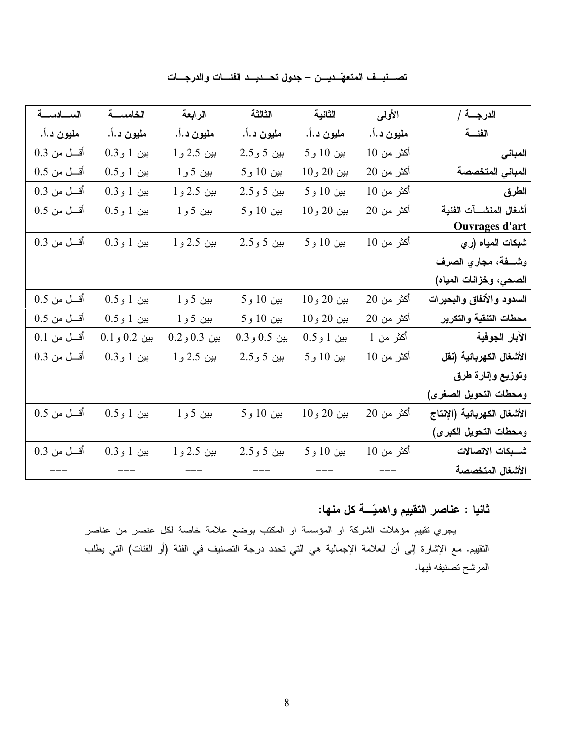<u>تصــنيــف المتعهّــديـــن – جدول تحــديــد الفئـــات والدرجـــات</u>

| الدرجـــة / الفئـــة | الأولى مليون د.أ. | الثانية مليون د.أ. | الثالثة مليون د.أ. | الرابعة مليون د.أ. | الخامســة مليون د.أ. | الســادســة مليون د.أ. |
|---|---|---|---|---|---|---|
| **المباني** | أكثر من 10 | بين 10 و5 | بين 5 و2.5 | بين 2.5 و1 | بين 1 و0.3 | أقــل من 0.3 |
| **المباني المتخصصة** | أكثر من 20 | بين 20 و10 | بين 10 و5 | بين 5 و1 | بين 1 و0.5 | أقــل من 0.5 |
| **الطرق** | أكثر من 10 | بين 10 و5 | بين 5 و2.5 | بين 2.5 و1 | بين 1 و0.3 | أقــل من 0.3 |
| **أشغال المنشــآت الفنية Ouvrages d'art** | أكثر من 20 | بين 20 و10 | بين 10 و5 | بين 5 و1 | بين 1 و0.5 | أقــل من 0.5 |
| **شبكات المياه (ري وشـــفة، مجاري الصرف الصحي، وخزانات المياه)** | أكثر من 10 | بين 10 و5 | بين 5 و2.5 | بين 2.5 و1 | بين 1 و0.3 | أقــل من 0.3 |
| **السدود والأنفاق والبحيرات** | أكثر من 20 | بين 20 و10 | بين 10 و5 | بين 5 و1 | بين 1 و0.5 | أقــل من 0.5 |
| **محطات التنقية والتكرير** | أكثر من 20 | بين 20 و10 | بين 10 و5 | بين 5 و1 | بين 1 و0.5 | أقــل من 0.5 |
| **الآبار الجوفية** | أكثر من 1 | بين 1 و0.5 | بين 0.5 و0.3 | بين 0.3 و0.2 | بين 0.2 و0.1 | أقــل من 0.1 |
| **الأشغال الكهربائية (نقل وتوزيع وإنارة طرق ومحطات التحويل الصغرى)** | أكثر من 10 | بين 10 و5 | بين 5 و2.5 | بين 2.5 و1 | بين 1 و0.3 | أقــل من 0.3 |
| **الأشغال الكهربائية (الإنتاج ومحطات التحويل الكبرى)** | أكثر من 20 | بين 20 و10 | بين 10 و5 | بين 5 و1 | بين 1 و0.5 | أقــل من 0.5 |
| **شـــبكات الاتصالات** | أكثر من 10 | بين 10 و5 | بين 5 و2.5 | بين 2.5 و1 | بين 1 و0.3 | أقــل من 0.3 |
| **الأشغال المتخصصة** | --- | --- | --- | --- | --- | --- |

### ثانيا : عناصر التقييم واهميّـــة كل منها:

يجري تقييم مؤهلات الشركة او المؤسسة او المكتب بوضع علامة خاصة لكل عنصر من عناصر التقييم. مع الإشارة إلى أن العلامة الإجمالية هي التي تحدد درجة التصنيف في الفئة (أو الفئات) التي يطلب المرشح تصنيفه فيها.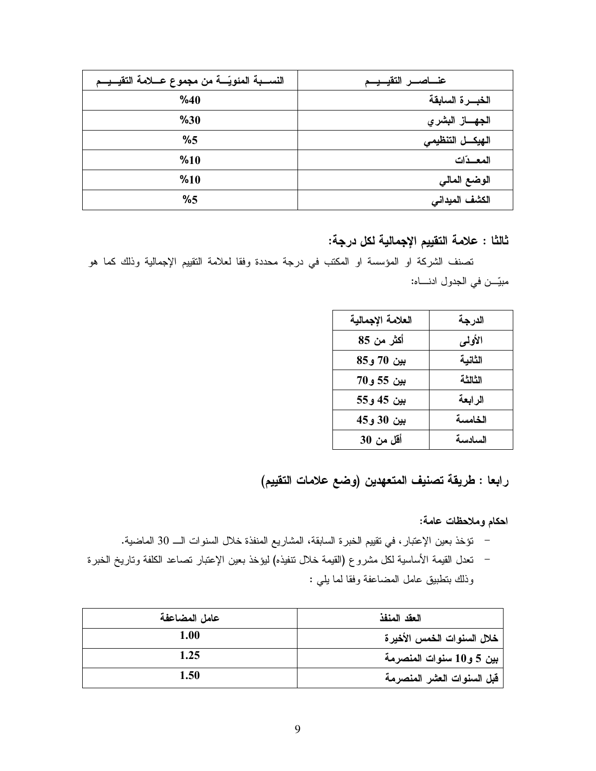| عنـــاصـــر التقيـــيـــم | النســـبة المئويّـــة من مجموع عـــلامة التقيـــيـــم |
|---|---|
| الخبـــرة السابقة | %40 |
| الجهـــاز البشري | %30 |
| الهيكـــل التنظيمي | %5 |
| المعـــدّات | %10 |
| الوضع المالي | %10 |
| الكشف الميداني | %5 |

## ثالثا : علامة التقييم الإجمالية لكل درجة:

تصنف الشركة او المؤسسة او المكتب في درجة محددة وفقا لعلامة التقييم الإجمالية وذلك كما هو مبيّـــن في الجدول ادنـــاه:

| الدرجة | العلامة الإجمالية |
|---|---|
| الأولى | أكثر من 85 |
| الثانية | بين 70 و85 |
| الثالثة | بين 55 و70 |
| الرابعة | بين 45 و55 |
| الخامسة | بين 30 و45 |
| السادسة | أقل من 30 |

## رابعا : طريقة تصنيف المتعهدين (وضع علامات التقييم)

**احكام وملاحظات عامة:**

- تؤخذ بعين الإعتبار، في تقييم الخبرة السابقة، المشاريع المنفذة خلال السنوات الـــ 30 الماضية.
- تعدل القيمة الأساسية لكل مشروع (القيمة خلال تنفيذه) ليؤخذ بعين الإعتبار تصاعد الكلفة وتاريخ الخبرة وذلك بتطبيق عامل المضاعفة وفقا لما يلي :

| العقد المنفذ | عامل المضاعفة |
|---|---|
| خلال السنوات الخمس الأخيرة | 1.00 |
| بين 5 و10 سنوات المنصرمة | 1.25 |
| قبل السنوات العشر المنصرمة | 1.50 |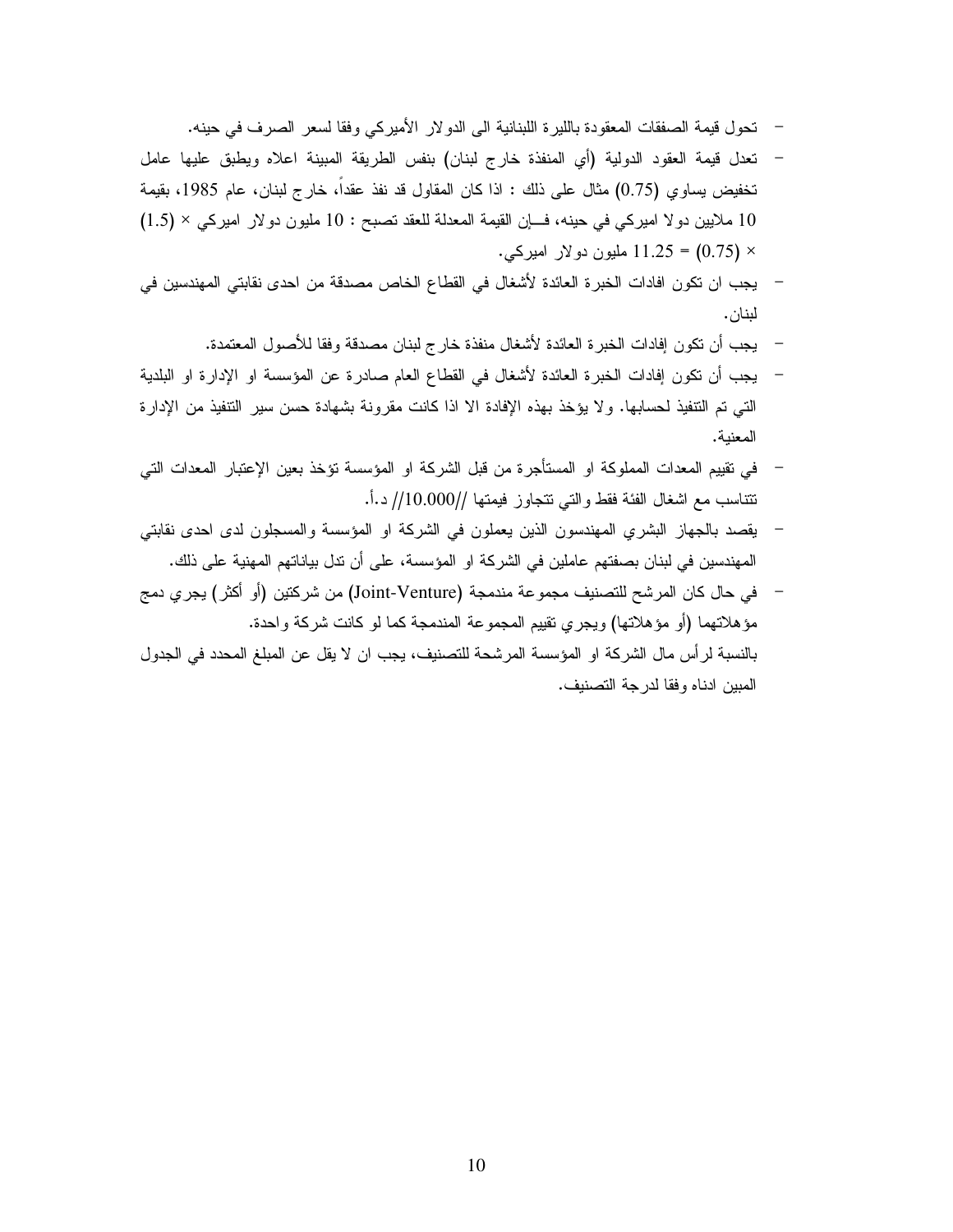- تحول قيمة الصفقات المعقودة بالليرة اللبنانية الى الدولار الأميركي وفقا لسعر الصرف في حينه.
- تعدل قيمة العقود الدولية (أي المنفذة خارج لبنان) بنفس الطريقة المبينة اعلاه ويطبق عليها عامل تخفيض يساوي (0.75) مثال على ذلك : اذا كان المقاول قد نفذ عقداً، خارج لبنان، عام 1985، بقيمة 10 ملايين دولا اميركي في حينه، فـإن القيمة المعدلة للعقد تصبح : 10 مليون دولار اميركي × (1.5) × (0.75) = 11.25 مليون دولار اميركي.
- يجب ان تكون افادات الخبرة العائدة لأشغال في القطاع الخاص مصدقة من احدى نقابتي المهندسين في لبنان.
- يجب أن تكون إفادات الخبرة العائدة لأشغال منفذة خارج لبنان مصدقة وفقا للأصول المعتمدة.
- يجب أن تكون إفادات الخبرة العائدة لأشغال في القطاع العام صادرة عن المؤسسة او الإدارة او البلدية التي تم التنفيذ لحسابها. ولا يؤخذ بهذه الإفادة الا اذا كانت مقرونة بشهادة حسن سير التنفيذ من الإدارة المعنية.
- في تقييم المعدات المملوكة او المستأجرة من قبل الشركة او المؤسسة تؤخذ بعين الإعتبار المعدات التي تتناسب مع اشغال الفئة فقط والتي تتجاوز قيمتها //10.000// د.أ.
- يقصد بالجهاز البشري المهندسون الذين يعملون في الشركة او المؤسسة والمسجلون لدى احدى نقابتي المهندسين في لبنان بصفتهم عاملين في الشركة او المؤسسة، على أن تدل بياناتهم المهنية على ذلك.
- في حال كان المرشح للتصنيف مجموعة مندمجة (Joint-Venture) من شركتين (أو أكثر) يجري دمج مؤهلاتهما (أو مؤهلاتها) ويجري تقييم المجموعة المندمجة كما لو كانت شركة واحدة.

بالنسبة لرأس مال الشركة او المؤسسة المرشحة للتصنيف، يجب ان لا يقل عن المبلغ المحدد في الجدول المبين ادناه وفقا لدرجة التصنيف.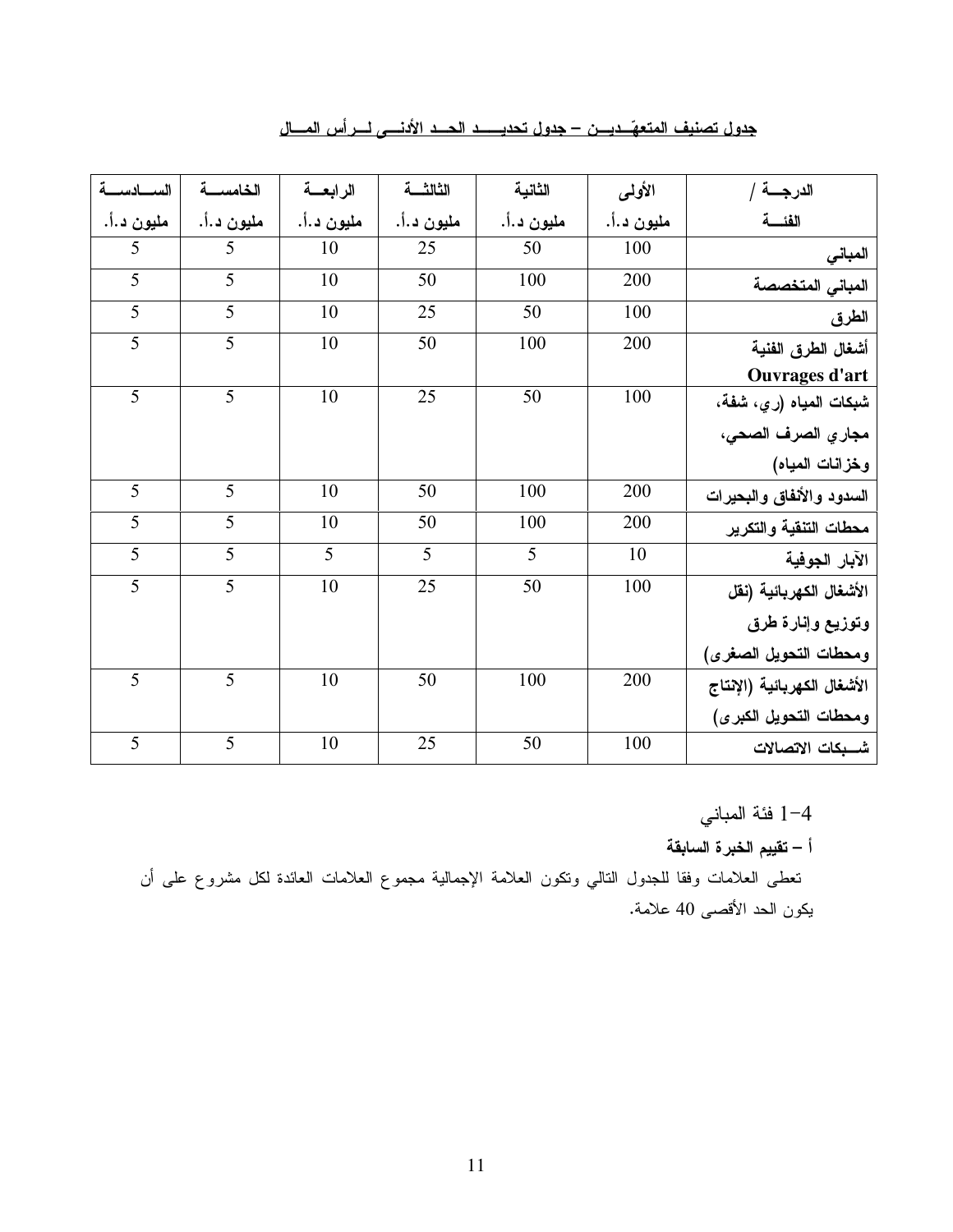**جدول تصنيف المتعهّـديـن – جدول تحديـــد الحـد الأدنـى لـرأس المـال**

| الدرجـة / الفئـة | الأولى مليون د.أ. | الثانية مليون د.أ. | الثالثـة مليون د.أ. | الرابعـة مليون د.أ. | الخامسـة مليون د.أ. | السـادسـة مليون د.أ. |
|---|---|---|---|---|---|---|
| المباني | 100 | 50 | 25 | 10 | 5 | 5 |
| المباني المتخصصة | 200 | 100 | 50 | 10 | 5 | 5 |
| الطرق | 100 | 50 | 25 | 10 | 5 | 5 |
| أشغال الطرق الفنية Ouvrages d'art | 200 | 100 | 50 | 10 | 5 | 5 |
| شبكات المياه (ري، شفة، مجاري الصرف الصحي، وخزانات المياه) | 100 | 50 | 25 | 10 | 5 | 5 |
| السدود والأنفاق والبحيرات | 200 | 100 | 50 | 10 | 5 | 5 |
| محطات التنقية والتكرير | 200 | 100 | 50 | 10 | 5 | 5 |
| الآبار الجوفية | 10 | 5 | 5 | 5 | 5 | 5 |
| الأشغال الكهربائية (نقل وتوزيع وإنارة طرق ومحطات التحويل الصغرى) | 100 | 50 | 25 | 10 | 5 | 5 |
| الأشغال الكهربائية (الإنتاج ومحطات التحويل الكبرى) | 200 | 100 | 50 | 10 | 5 | 5 |
| شـبكات الاتصالات | 100 | 50 | 25 | 10 | 5 | 5 |

4-1 فئة المباني

**أ – تقييم الخبرة السابقة**

تعطى العلامات وفقا للجدول التالي وتكون العلامة الإجمالية مجموع العلامات العائدة لكل مشروع على أن يكون الحد الأقصى 40 علامة.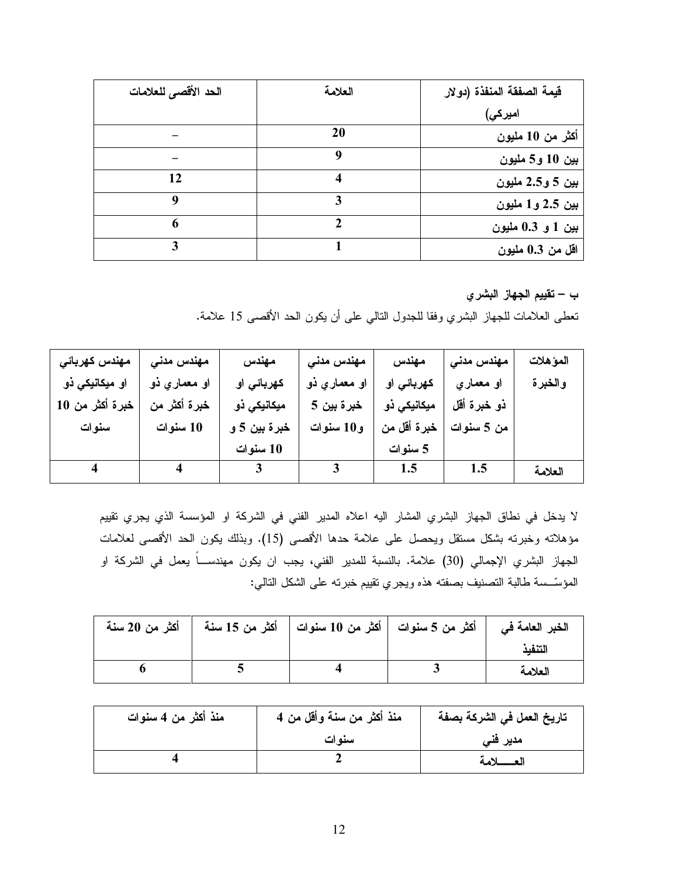| قيمة الصفقة المنفذة (دولار اميركي) | العلامة | الحد الأقصى للعلامات |
| --- | --- | --- |
| **أكثر من 10 مليون** | **20** | – |
| **بين 10 و5 مليون** | **9** | – |
| **بين 5 و2.5 مليون** | **4** | **12** |
| **بين 2.5 و1 مليون** | **3** | **9** |
| **بين 1 و 0.3 مليون** | **2** | **6** |
| **اقل من 0.3 مليون** | **1** | **3** |

**ب – تقييم الجهاز البشري**

تعطى العلامات للجهاز البشري وفقا للجدول التالي على أن يكون الحد الأقصى 15 علامة.

| المؤهلات والخبرة | مهندس مدني او معماري ذو خبرة أقل من 5 سنوات | مهندس كهربائي او ميكانيكي ذو خبرة أقل من 5 سنوات | مهندس مدني او معماري ذو خبرة بين 5 و10 سنوات | مهندس كهربائي او ميكانيكي ذو خبرة بين 5 و 10 سنوات | مهندس مدني او معماري ذو خبرة أكثر من 10 سنوات | مهندس كهربائي او ميكانيكي ذو خبرة أكثر من 10 سنوات |
| --- | --- | --- | --- | --- | --- | --- |
| العلامة | **1.5** | **1.5** | **3** | **3** | **4** | **4** |

لا يدخل في نطاق الجهاز البشري المشار اليه اعلاه المدير الفني في الشركة او المؤسسة الذي يجري تقييم مؤهلاته وخبرته بشكل مستقل ويحصل على علامة حدها الأقصى (15). وبذلك يكون الحد الأقصى لعلامات الجهاز البشري الإجمالي (30) علامة. بالنسبة للمدير الفني، يجب ان يكون مهندساً يعمل في الشركة او المؤسّسة طالبة التصنيف بصفته هذه ويجري تقييم خبرته على الشكل التالي:

| الخبر العامة في التنفيذ | أكثر من 5 سنوات | أكثر من 10 سنوات | أكثر من 15 سنة | أكثر من 20 سنة |
| --- | --- | --- | --- | --- |
| العلامة | **3** | **4** | **5** | **6** |

| تاريخ العمل في الشركة بصفة مدير فني | منذ أكثر من سنة وأقل من 4 سنوات | منذ أكثر من 4 سنوات |
| --- | --- | --- |
| العـــلامة | **2** | **4** |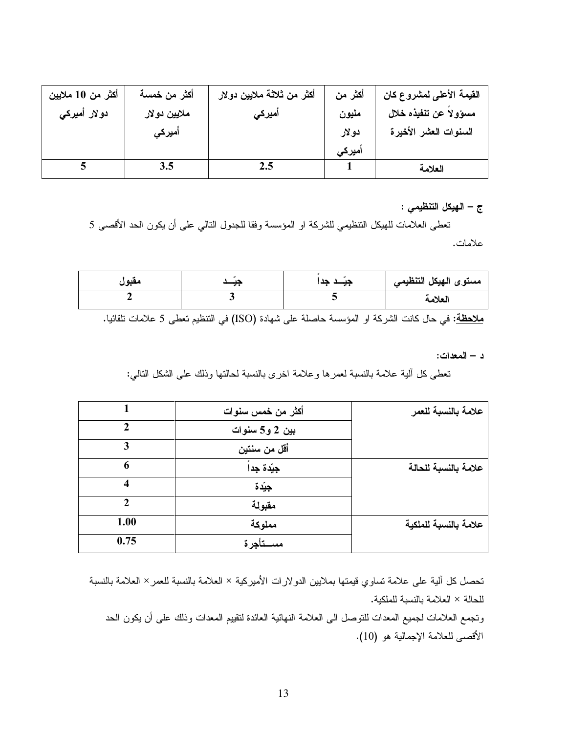| القيمة الأعلى لمشروع كان مسؤولاً عن تنفيذه خلال السنوات العشر الأخيرة | أكثر من مليون دولار أميركي | أكثر من ثلاثة ملايين دولار أميركي | أكثر من خمسة ملايين دولار أميركي | أكثر من 10 ملايين دولار أميركي |
| --- | --- | --- | --- | --- |
| العلامة | 1 | 2.5 | 3.5 | 5 |

**ج – الهيكل التنظيمي :**

تعطى العلامات للهيكل التنظيمي للشركة او المؤسسة وفقا للجدول التالي على أن يكون الحد الأقصى 5 علامات.

| مستوى الهيكل التنظيمي | جيّــد جداً | جيّــد | مقبول |
| --- | --- | --- | --- |
| العلامة | 5 | 3 | 2 |

**ملاحظة:** في حال كانت الشركة او المؤسسة حاصلة على شهادة (ISO) في التنظيم تعطى 5 علامات تلقائيا.

**د – المعدات:**

تعطى كل آلية علامة بالنسبة لعمرها وعلامة اخرى بالنسبة لحالتها وذلك على الشكل التالي:

| | | |
| --- | --- | --- |
| علامة بالنسبة للعمر | أكثر من خمس سنوات | 1 |
| | بين 2 و5 سنوات | 2 |
| | أقل من سنتين | 3 |
| علامة بالنسبة للحالة | جيّدة جداً | 6 |
| | جيّدة | 4 |
| | مقبولة | 2 |
| علامة بالنسبة للملكية | مملوكة | 1.00 |
| | مســتأجرة | 0.75 |

تحصل كل آلية على علامة تساوي قيمتها بملايين الدولارات الأميركية × العلامة بالنسبة للعمر× العلامة بالنسبة للحالة × العلامة بالنسبة للملكية.

وتجمع العلامات لجميع المعدات للتوصل الى العلامة النهائية العائدة لتقييم المعدات وذلك على أن يكون الحد الأقصى للعلامة الإجمالية هو (10).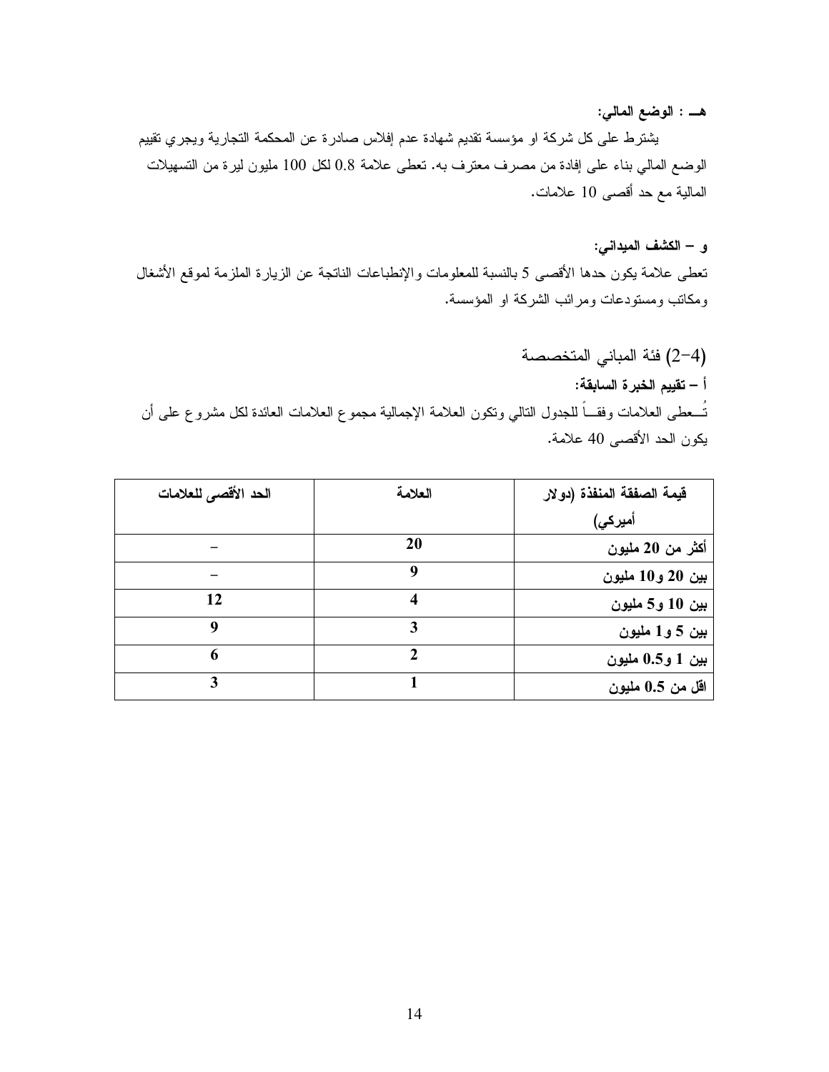**هـ : الوضع المالي:**

يشترط على كل شركة او مؤسسة تقديم شهادة عدم إفلاس صادرة عن المحكمة التجارية ويجري تقييم الوضع المالي بناء على إفادة من مصرف معترف به. تعطى علامة 0.8 لكل 100 مليون ليرة من التسهيلات المالية مع حد أقصى 10 علامات.

**و – الكشف الميداني:**

تعطى علامة يكون حدها الأقصى 5 بالنسبة للمعلومات والإنطباعات الناتجة عن الزيارة الملزمة لموقع الأشغال ومكاتب ومستودعات ومرائب الشركة او المؤسسة.

## (2-4) فئة المباني المتخصصة

**أ – تقييم الخبرة السابقة:**

تُـعطى العلامات وفقـاً للجدول التالي وتكون العلامة الإجمالية مجموع العلامات العائدة لكل مشروع على أن يكون الحد الأقصى 40 علامة.

| قيمة الصفقة المنفذة (دولار أميركي) | العلامة | الحد الأقصى للعلامات |
|---|---|---|
| **أكثر من 20 مليون** | **20** | **–** |
| **بين 20 و10 مليون** | **9** | **–** |
| **بين 10 و5 مليون** | **4** | **12** |
| **بين 5 و1 مليون** | **3** | **9** |
| **بين 1 و0.5 مليون** | **2** | **6** |
| **اقل من 0.5 مليون** | **1** | **3** |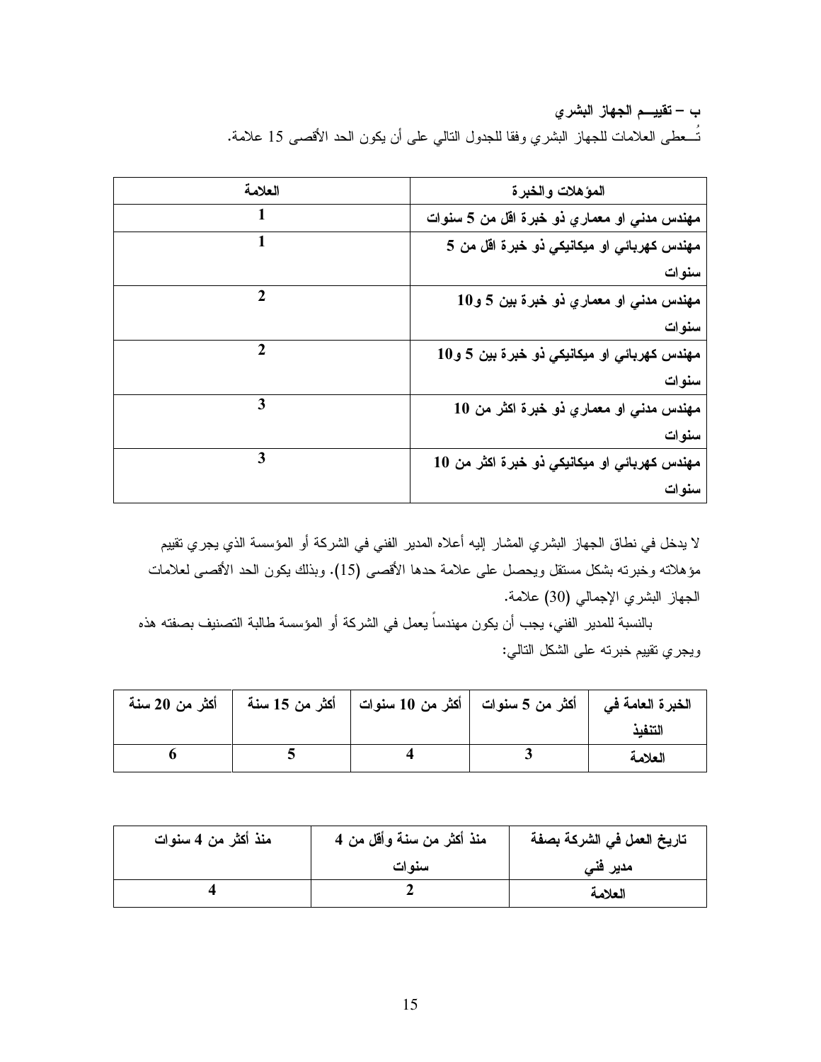**ب – تقييـــم الجهاز البشري**

تُـــعطى العلامات للجهاز البشري وفقا للجدول التالي على أن يكون الحد الأقصى 15 علامة.

| المؤهلات والخبرة | العلامة |
|---|---|
| **مهندس مدني او معماري ذو خبرة اقل من 5 سنوات** | **1** |
| **مهندس كهربائي او ميكانيكي ذو خبرة اقل من 5 سنوات** | **1** |
| **مهندس مدني او معماري ذو خبرة بين 5 و10 سنوات** | **2** |
| **مهندس كهربائي او ميكانيكي ذو خبرة بين 5 و10 سنوات** | **2** |
| **مهندس مدني او معماري ذو خبرة اكثر من 10 سنوات** | **3** |
| **مهندس كهربائي او ميكانيكي ذو خبرة اكثر من 10 سنوات** | **3** |

لا يدخل في نطاق الجهاز البشري المشار إليه أعلاه المدير الفني في الشركة أو المؤسسة الذي يجري تقييم مؤهلاته وخبرته بشكل مستقل ويحصل على علامة حدها الأقصى (15). وبذلك يكون الحد الأقصى لعلامات الجهاز البشري الإجمالي (30) علامة.

بالنسبة للمدير الفني، يجب أن يكون مهندساً يعمل في الشركة أو المؤسسة طالبة التصنيف بصفته هذه ويجري تقييم خبرته على الشكل التالي:

| **الخبرة العامة في التنفيذ** | **أكثر من 5 سنوات** | **أكثر من 10 سنوات** | **أكثر من 15 سنة** | **أكثر من 20 سنة** |
|---|---|---|---|---|
| **العلامة** | **3** | **4** | **5** | **6** |

| **تاريخ العمل في الشركة بصفة مدير فني** | **منذ أكثر من سنة وأقل من 4 سنوات** | **منذ أكثر من 4 سنوات** |
|---|---|---|
| **العلامة** | **2** | **4** |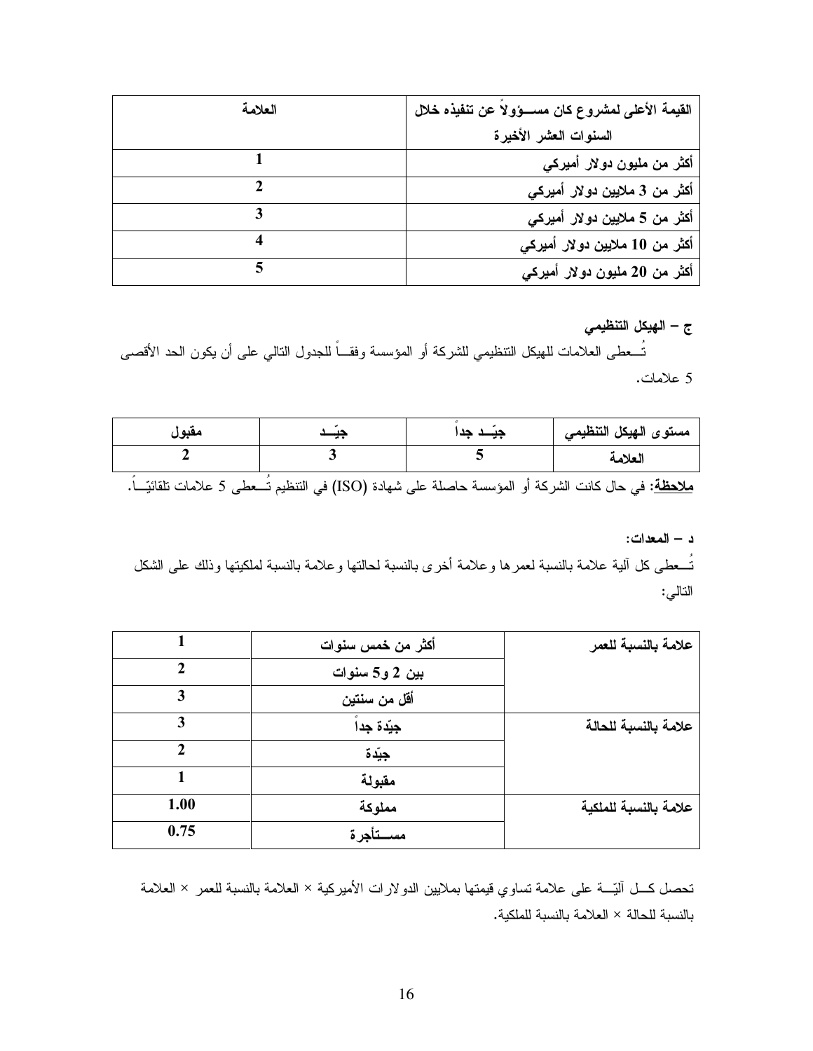| القيمة الأعلى لمشروع كان مســؤولاً عن تنفيذه خلال السنوات العشر الأخيرة | العلامة |
|---|---|
| أكثر من مليون دولار أميركي | 1 |
| أكثر من 3 ملايين دولار أميركي | 2 |
| أكثر من 5 ملايين دولار أميركي | 3 |
| أكثر من 10 ملايين دولار أميركي | 4 |
| أكثر من 20 مليون دولار أميركي | 5 |

**ج – الهيكل التنظيمي**

تُــعطى العلامات للهيكل التنظيمي للشركة أو المؤسسة وفقــاً للجدول التالي على أن يكون الحد الأقصى 5 علامات.

| مستوى الهيكل التنظيمي | جيّــد جداً | جيّــد | مقبول |
|---|---|---|---|
| العلامة | 5 | 3 | 2 |

**ملاحظة:** في حال كانت الشركة أو المؤسسة حاصلة على شهادة (ISO) في التنظيم تُــعطى 5 علامات تلقائيّــاً.

**د – المعدات:**

تُــعطى كل آلية علامة بالنسبة لعمرها وعلامة أخرى بالنسبة لحالتها وعلامة بالنسبة لملكيتها وذلك على الشكل التالي:

| | | |
|---|---|---|
| علامة بالنسبة للعمر | أكثر من خمس سنوات | 1 |
| | بين 2 و5 سنوات | 2 |
| | أقل من سنتين | 3 |
| علامة بالنسبة للحالة | جيّدة جداً | 3 |
| | جيّدة | 2 |
| | مقبولة | 1 |
| علامة بالنسبة للملكية | مملوكة | 1.00 |
| | مســتأجرة | 0.75 |

تحصل كــل آليّــة على علامة تساوي قيمتها بملايين الدولارات الأميركية × العلامة بالنسبة للعمر × العلامة بالنسبة للحالة × العلامة بالنسبة للملكية.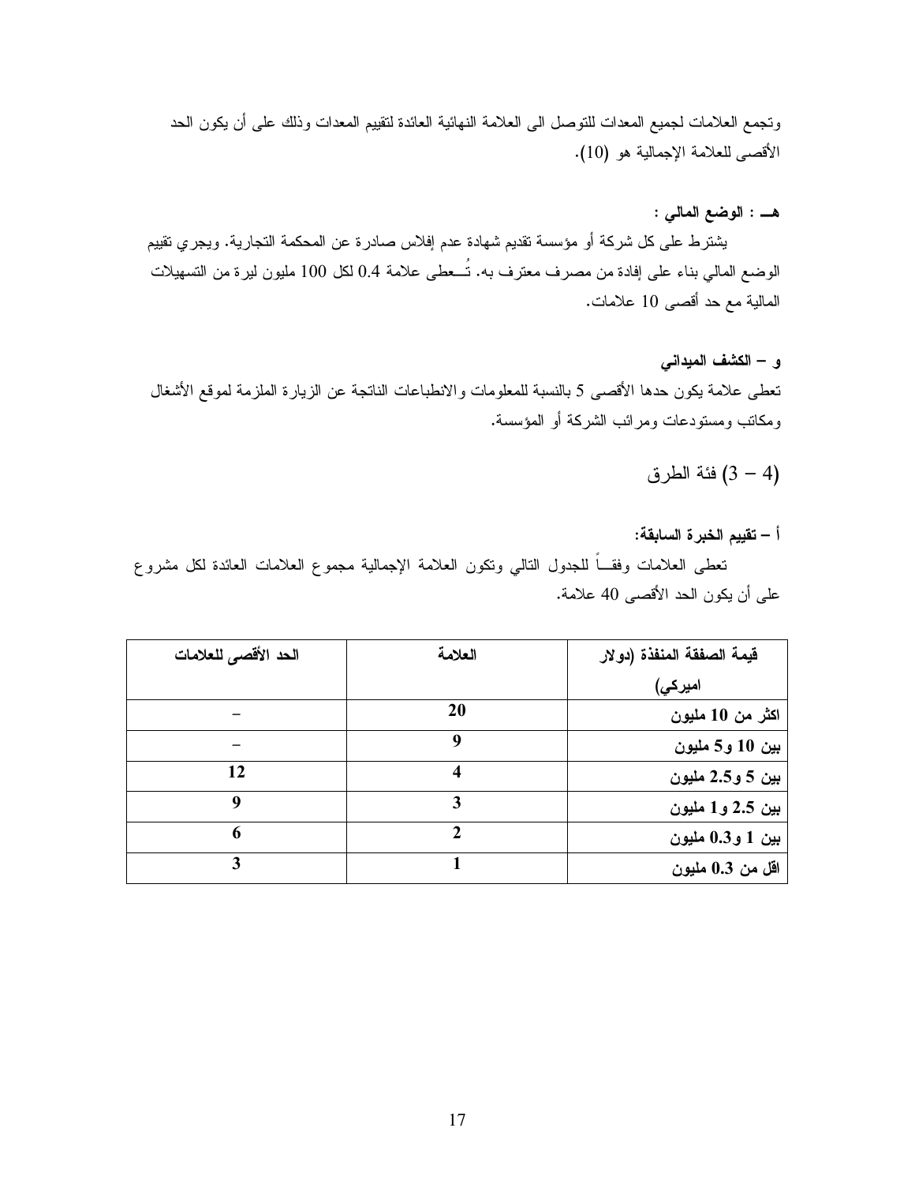وتجمع العلامات لجميع المعدات للتوصل الى العلامة النهائية العائدة لتقييم المعدات وذلك على أن يكون الحد الأقصى للعلامة الإجمالية هو (10).

**هـ : الوضع المالي :**

يشترط على كل شركة أو مؤسسة تقديم شهادة عدم إفلاس صادرة عن المحكمة التجارية. ويجري تقييم الوضع المالي بناء على إفادة من مصرف معترف به. تُعطى علامة 0.4 لكل 100 مليون ليرة من التسهيلات المالية مع حد أقصى 10 علامات.

**و – الكشف الميداني**

تعطى علامة يكون حدها الأقصى 5 بالنسبة للمعلومات والانطباعات الناتجة عن الزيارة الملزمة لموقع الأشغال ومكاتب ومستودعات ومرائب الشركة أو المؤسسة.

## (3 – 4) فئة الطرق

**أ – تقييم الخبرة السابقة:**

تعطى العلامات وفقاً للجدول التالي وتكون العلامة الإجمالية مجموع العلامات العائدة لكل مشروع على أن يكون الحد الأقصى 40 علامة.

| قيمة الصفقة المنفذة (دولار اميركي) | العلامة | الحد الأقصى للعلامات |
|---|---|---|
| اكثر من 10 مليون | 20 | – |
| بين 10 و5 مليون | 9 | – |
| بين 5 و2.5 مليون | 4 | 12 |
| بين 2.5 و1 مليون | 3 | 9 |
| بين 1 و0.3 مليون | 2 | 6 |
| اقل من 0.3 مليون | 1 | 3 |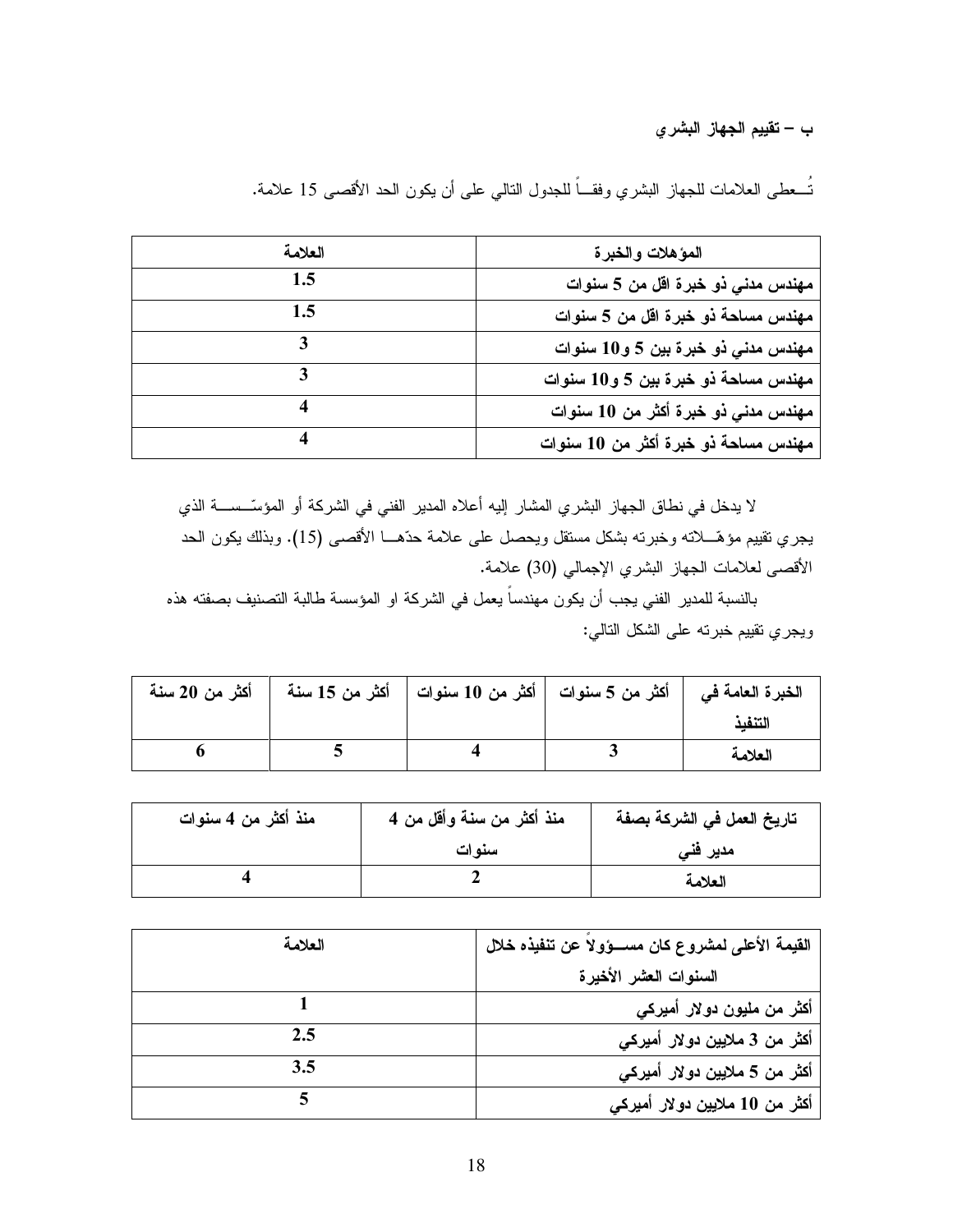**ب – تقييم الجهاز البشري**

تُـعطى العلامات للجهاز البشري وفقـاً للجدول التالي على أن يكون الحد الأقصى 15 علامة.

| المؤهلات والخبرة | العلامة |
|---|---|
| **مهندس مدني ذو خبرة اقل من 5 سنوات** | **1.5** |
| **مهندس مساحة ذو خبرة اقل من 5 سنوات** | **1.5** |
| **مهندس مدني ذو خبرة بين 5 و10 سنوات** | **3** |
| **مهندس مساحة ذو خبرة بين 5 و10 سنوات** | **3** |
| **مهندس مدني ذو خبرة أكثر من 10 سنوات** | **4** |
| **مهندس مساحة ذو خبرة أكثر من 10 سنوات** | **4** |

لا يدخل في نطاق الجهاز البشري المشار إليه أعلاه المدير الفني في الشركة أو المؤسّـســة الذي يجري تقييم مؤهّــلاته وخبرته بشكل مستقل ويحصل على علامة حدّهــا الأقصى (15). وبذلك يكون الحد الأقصى لعلامات الجهاز البشري الإجمالي (30) علامة.

بالنسبة للمدير الفني يجب أن يكون مهندساً يعمل في الشركة او المؤسسة طالبة التصنيف بصفته هذه ويجري تقييم خبرته على الشكل التالي:

| الخبرة العامة في التنفيذ | أكثر من 5 سنوات | أكثر من 10 سنوات | أكثر من 15 سنة | أكثر من 20 سنة |
|---|---|---|---|---|
| العلامة | **3** | **4** | **5** | **6** |

| تاريخ العمل في الشركة بصفة مدير فني | منذ أكثر من سنة وأقل من 4 سنوات | منذ أكثر من 4 سنوات |
|---|---|---|
| العلامة | **2** | **4** |

| القيمة الأعلى لمشروع كان مســؤولاً عن تنفيذه خلال السنوات العشر الأخيرة | العلامة |
|---|---|
| **أكثر من مليون دولار أميركي** | **1** |
| **أكثر من 3 ملايين دولار أميركي** | **2.5** |
| **أكثر من 5 ملايين دولار أميركي** | **3.5** |
| **أكثر من 10 ملايين دولار أميركي** | **5** |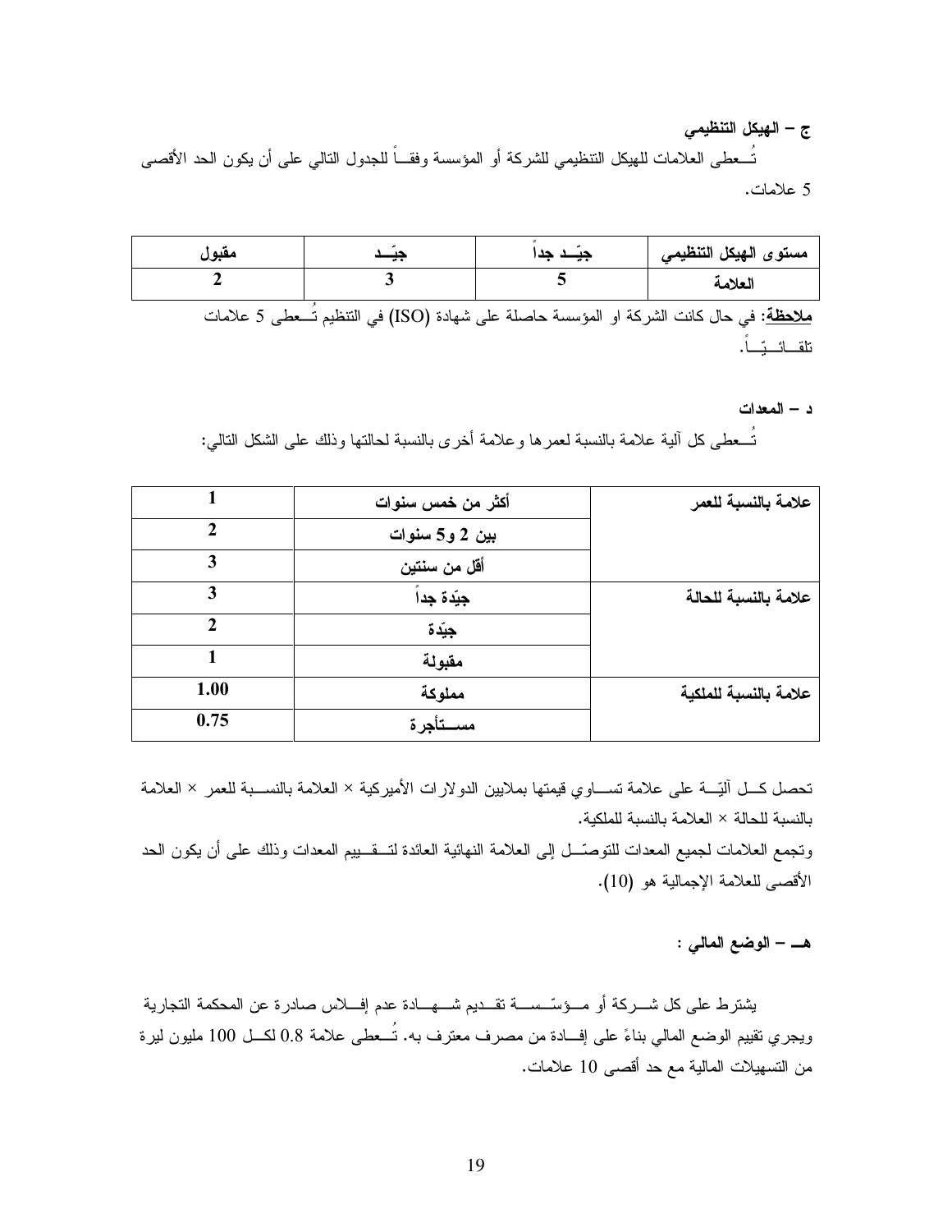**ج – الهيكل التنظيمي**

تُعطى العلامات للهيكل التنظيمي للشركة أو المؤسسة وفقاً للجدول التالي على أن يكون الحد الأقصى 5 علامات.

| مستوى الهيكل التنظيمي | جيّد جداً | جيّد | مقبول |
|---|---|---|---|
| العلامة | 5 | 3 | 2 |

**ملاحظة**: في حال كانت الشركة او المؤسسة حاصلة على شهادة (ISO) في التنظيم تُعطى 5 علامات تلقائياً.

**د – المعدات**

تُعطى كل آلية علامة بالنسبة لعمرها وعلامة أخرى بالنسبة لحالتها وذلك على الشكل التالي:

| | | |
|---|---|---|
| علامة بالنسبة للعمر | أكثر من خمس سنوات | 1 |
| | بين 2 و5 سنوات | 2 |
| | أقل من سنتين | 3 |
| علامة بالنسبة للحالة | جيّدة جداً | 3 |
| | جيّدة | 2 |
| | مقبولة | 1 |
| علامة بالنسبة للملكية | مملوكة | 1.00 |
| | مستأجرة | 0.75 |

تحصل كل آليّة على علامة تساوي قيمتها بملايين الدولارات الأميركية × العلامة بالنسبة للعمر × العلامة بالنسبة للحالة × العلامة بالنسبة للملكية.

وتجمع العلامات لجميع المعدات للتوصّل إلى العلامة النهائية العائدة لتقييم المعدات وذلك على أن يكون الحد الأقصى للعلامة الإجمالية هو (10).

**هـ – الوضع المالي :**

يشترط على كل شركة أو مؤسّسة تقديم شهادة عدم إفلاس صادرة عن المحكمة التجارية ويجري تقييم الوضع المالي بناءً على إفادة من مصرف معترف به. تُعطى علامة 0.8 لكل 100 مليون ليرة من التسهيلات المالية مع حد أقصى 10 علامات.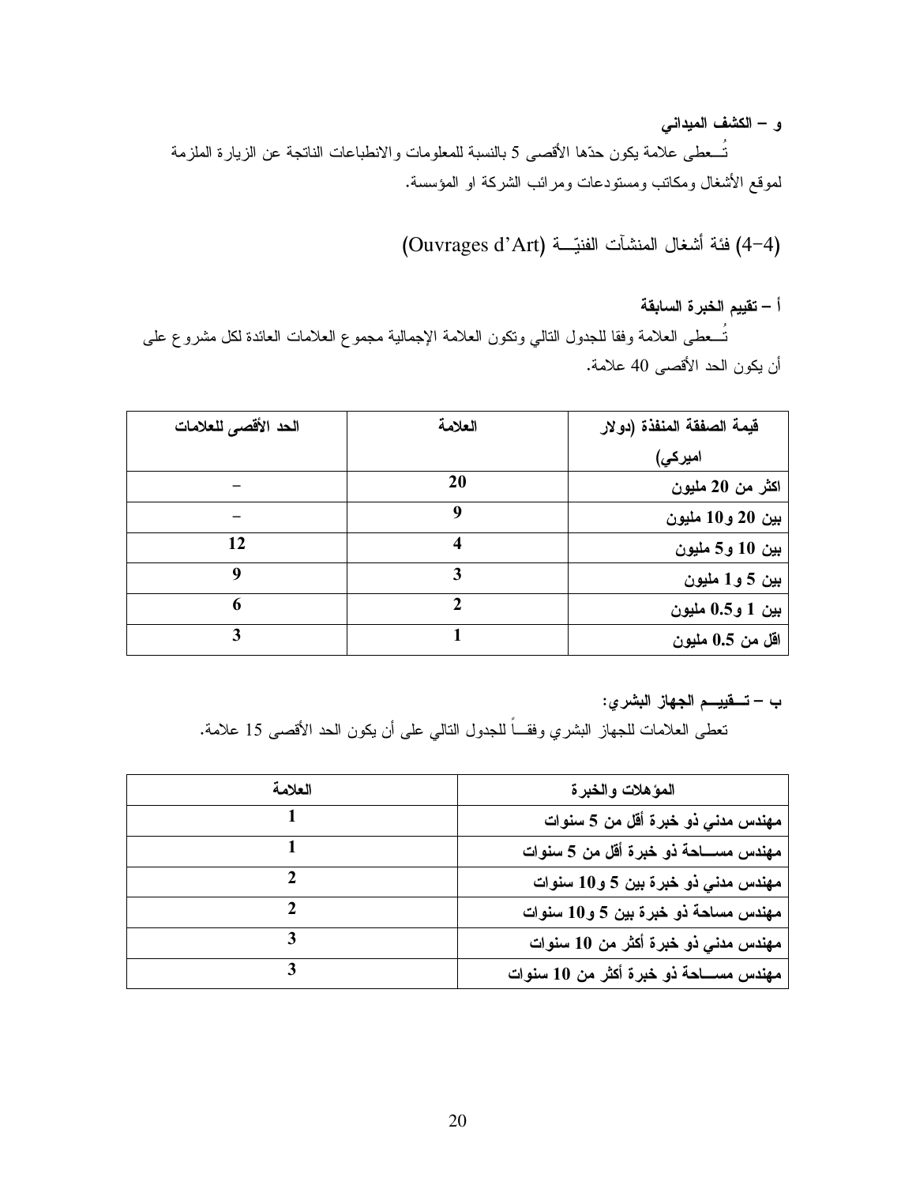**و – الكشف الميداني**

تُــعطى علامة يكون حدّها الأقصى 5 بالنسبة للمعلومات والانطباعات الناتجة عن الزيارة الملزمة لموقع الأشغال ومكاتب ومستودعات ومرائب الشركة او المؤسسة.

## (4-4) فئة أشغال المنشآت الفنيّــة (Ouvrages d'Art)

**أ – تقييم الخبرة السابقة**

تُــعطى العلامة وفقا للجدول التالي وتكون العلامة الإجمالية مجموع العلامات العائدة لكل مشروع على أن يكون الحد الأقصى 40 علامة.

| قيمة الصفقة المنفذة (دولار اميركي) | العلامة | الحد الأقصى للعلامات |
|---|---|---|
| اكثر من 20 مليون | 20 | – |
| بين 20 و10 مليون | 9 | – |
| بين 10 و5 مليون | 4 | 12 |
| بين 5 و1 مليون | 3 | 9 |
| بين 1 و0.5 مليون | 2 | 6 |
| اقل من 0.5 مليون | 1 | 3 |

**ب – تــقييــم الجهاز البشري:**

تعطى العلامات للجهاز البشري وفقــاً للجدول التالي على أن يكون الحد الأقصى 15 علامة.

| المؤهلات والخبرة | العلامة |
|---|---|
| مهندس مدني ذو خبرة أقل من 5 سنوات | 1 |
| مهندس مســاحة ذو خبرة أقل من 5 سنوات | 1 |
| مهندس مدني ذو خبرة بين 5 و10 سنوات | 2 |
| مهندس مساحة ذو خبرة بين 5 و10 سنوات | 2 |
| مهندس مدني ذو خبرة أكثر من 10 سنوات | 3 |
| مهندس مســاحة ذو خبرة أكثر من 10 سنوات | 3 |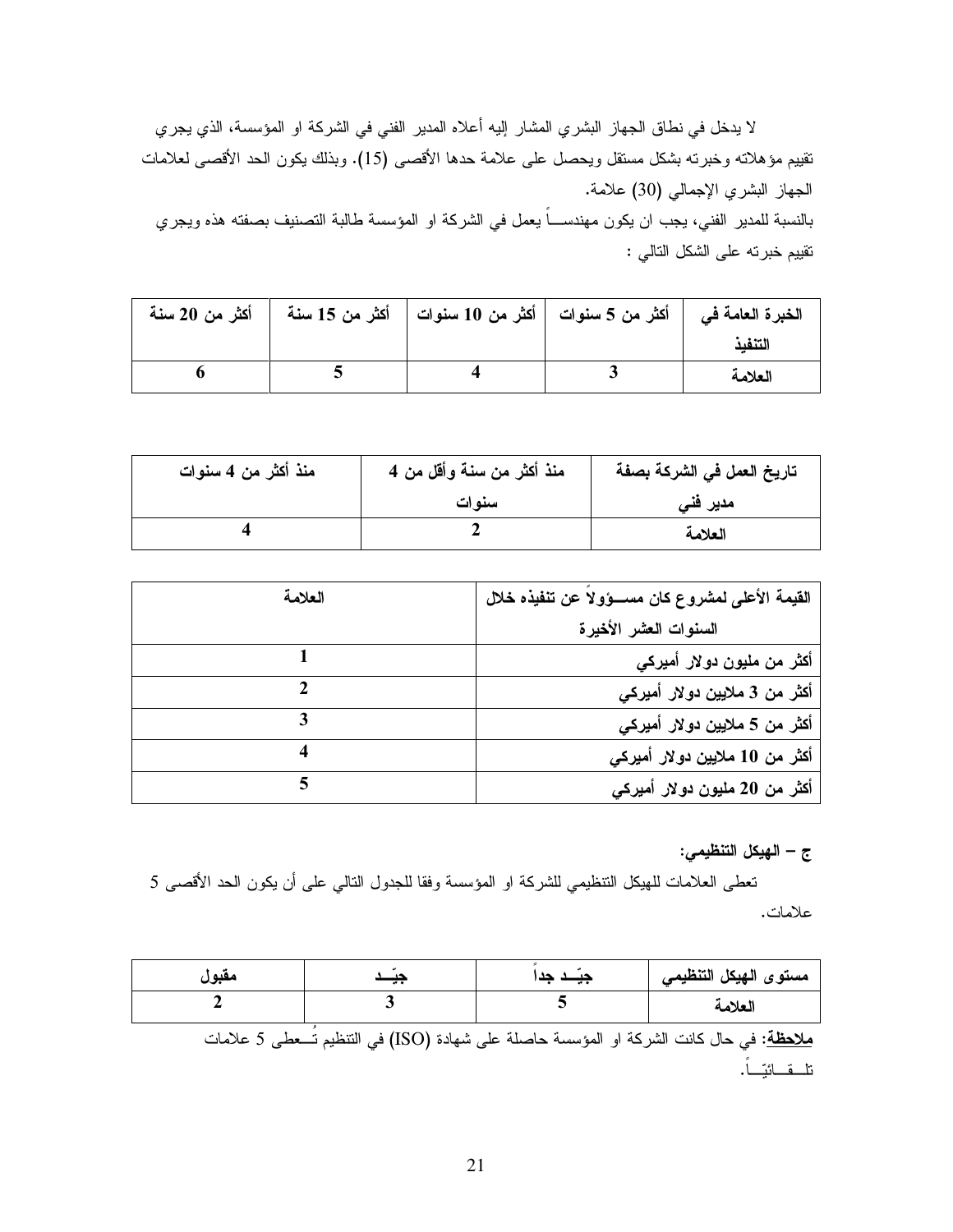لا يدخل في نطاق الجهاز البشري المشار إليه أعلاه المدير الفني في الشركة او المؤسسة، الذي يجري تقييم مؤهلاته وخبرته بشكل مستقل ويحصل على علامة حدها الأقصى (15). وبذلك يكون الحد الأقصى لعلامات الجهاز البشري الإجمالي (30) علامة.

بالنسبة للمدير الفني، يجب ان يكون مهندســـاً يعمل في الشركة او المؤسسة طالبة التصنيف بصفته هذه ويجري تقييم خبرته على الشكل التالي :

| الخبرة العامة في التنفيذ | أكثر من 5 سنوات | أكثر من 10 سنوات | أكثر من 15 سنة | أكثر من 20 سنة |
|---|---|---|---|---|
| العلامة | 3 | 4 | 5 | 6 |

| تاريخ العمل في الشركة بصفة مدير فني | منذ أكثر من سنة وأقل من 4 سنوات | منذ أكثر من 4 سنوات |
|---|---|---|
| العلامة | 2 | 4 |

| القيمة الأعلى لمشروع كان مســـؤولاً عن تنفيذه خلال السنوات العشر الأخيرة | العلامة |
|---|---|
| أكثر من مليون دولار أميركي | 1 |
| أكثر من 3 ملايين دولار أميركي | 2 |
| أكثر من 5 ملايين دولار أميركي | 3 |
| أكثر من 10 ملايين دولار أميركي | 4 |
| أكثر من 20 مليون دولار أميركي | 5 |

**ج – الهيكل التنظيمي:**

تعطى العلامات للهيكل التنظيمي للشركة او المؤسسة وفقا للجدول التالي على أن يكون الحد الأقصى 5 علامات.

| مستوى الهيكل التنظيمي | جيّـــد جداً | جيّـــد | مقبول |
|---|---|---|---|
| العلامة | 5 | 3 | 2 |

**ملاحظة:** في حال كانت الشركة او المؤسسة حاصلة على شهادة (ISO) في التنظيم تُـــعطى 5 علامات تلـــقـــائيّـــاً.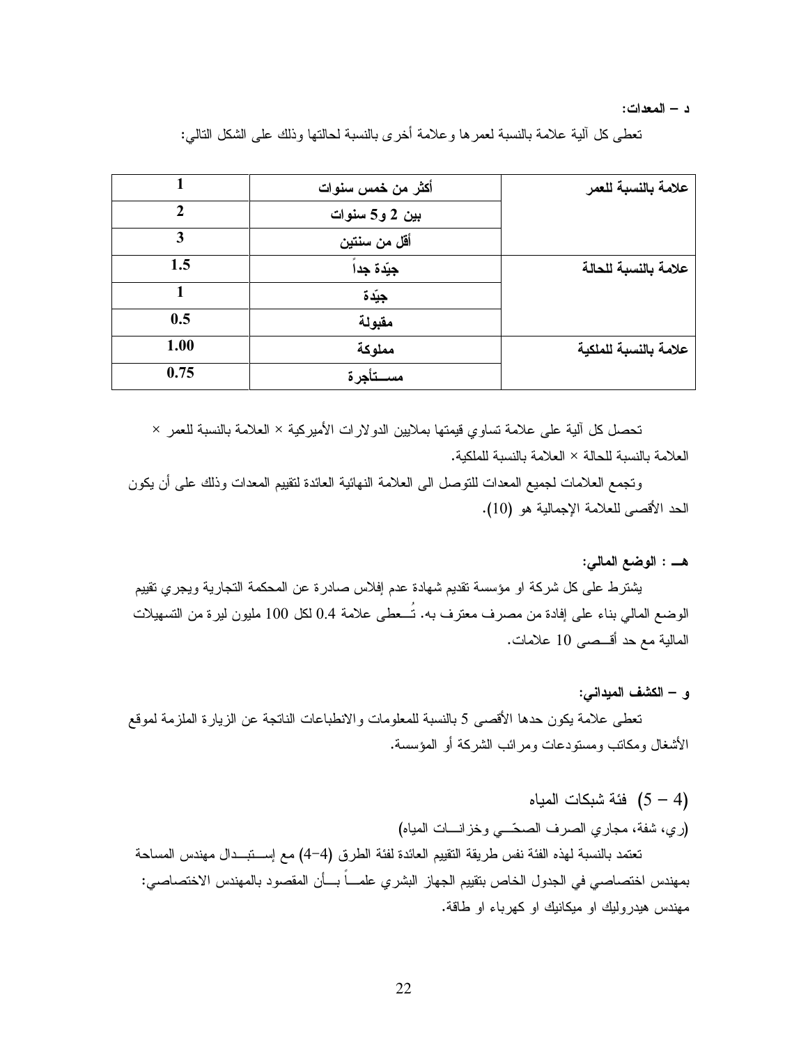**د – المعدات:**

تعطى كل آلية علامة بالنسبة لعمرها وعلامة أخرى بالنسبة لحالتها وذلك على الشكل التالي:

| | | |
|---|---|---|
| **علامة بالنسبة للعمر** | **أكثر من خمس سنوات** | **1** |
| | **بين 2 و5 سنوات** | **2** |
| | **أقل من سنتين** | **3** |
| **علامة بالنسبة للحالة** | **جيّدة جداً** | **1.5** |
| | **جيّدة** | **1** |
| | **مقبولة** | **0.5** |
| **علامة بالنسبة للملكية** | **مملوكة** | **1.00** |
| | **مستأجرة** | **0.75** |

تحصل كل آلية على علامة تساوي قيمتها بملايين الدولارات الأميركية × العلامة بالنسبة للعمر × العلامة بالنسبة للحالة × العلامة بالنسبة للملكية.

وتجمع العلامات لجميع المعدات للتوصل الى العلامة النهائية العائدة لتقييم المعدات وذلك على أن يكون الحد الأقصى للعلامة الإجمالية هو (10).

**هـ : الوضع المالي:**

يشترط على كل شركة او مؤسسة تقديم شهادة عدم إفلاس صادرة عن المحكمة التجارية ويجري تقييم الوضع المالي بناء على إفادة من مصرف معترف به. تُعطى علامة 0.4 لكل 100 مليون ليرة من التسهيلات المالية مع حد أقصى 10 علامات.

**و – الكشف الميداني:**

تعطى علامة يكون حدها الأقصى 5 بالنسبة للمعلومات والانطباعات الناتجة عن الزيارة الملزمة لموقع الأشغال ومكاتب ومستودعات ومرائب الشركة أو المؤسسة.

(4 – 5) فئة شبكات المياه

(ري، شفة، مجاري الصرف الصحّي وخزانات المياه)

تعتمد بالنسبة لهذه الفئة نفس طريقة التقييم العائدة لفئة الطرق (4–4) مع إستبدال مهندس المساحة بمهندس اختصاصي في الجدول الخاص بتقييم الجهاز البشري علماً بأن المقصود بالمهندس الاختصاصي: مهندس هيدروليك او ميكانيك او كهرباء او طاقة.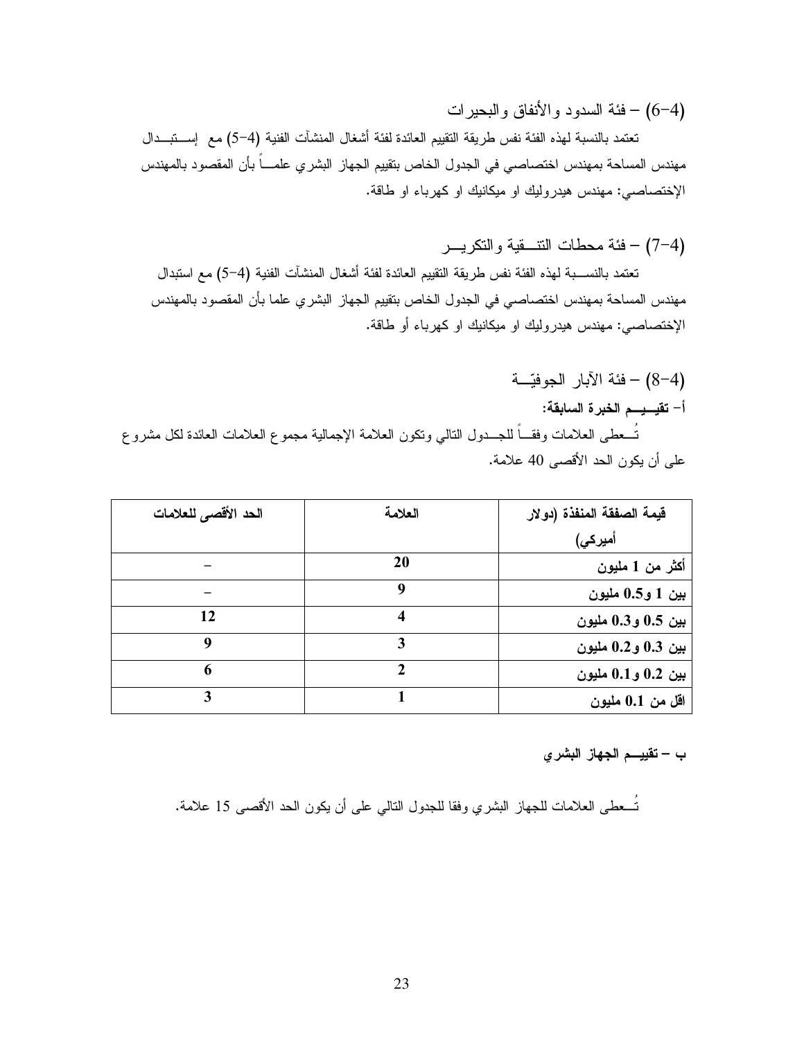### (4-6) – فئة السدود والأنفاق والبحيرات

تعتمد بالنسبة لهذه الفئة نفس طريقة التقييم العائدة لفئة أشغال المنشآت الفنية (4-5) مع إســتبــدال مهندس المساحة بمهندس اختصاصي في الجدول الخاص بتقييم الجهاز البشري علمــاً بأن المقصود بالمهندس الإختصاصي: مهندس هيدروليك او ميكانيك او كهرباء او طاقة.

### (4-7) – فئة محطات التنــقية والتكريــر

تعتمد بالنســبة لهذه الفئة نفس طريقة التقييم العائدة لفئة أشغال المنشآت الفنية (4-5) مع استبدال مهندس المساحة بمهندس اختصاصي في الجدول الخاص بتقييم الجهاز البشري علما بأن المقصود بالمهندس الإختصاصي: مهندس هيدروليك او ميكانيك او كهرباء أو طاقة.

### (4-8) – فئة الآبار الجوفيّــة

**أ- تقيــيـــم الخبرة السابقة:**

تُــعطى العلامات وفقــاً للجــدول التالي وتكون العلامة الإجمالية مجموع العلامات العائدة لكل مشروع على أن يكون الحد الأقصى 40 علامة.

| قيمة الصفقة المنفذة (دولار أميركي) | العلامة | الحد الأقصى للعلامات |
|---|---|---|
| أكثر من 1 مليون | 20 | – |
| بين 1 و0.5 مليون | 9 | – |
| بين 0.5 و0.3 مليون | 4 | 12 |
| بين 0.3 و0.2 مليون | 3 | 9 |
| بين 0.2 و0.1 مليون | 2 | 6 |
| اقل من 0.1 مليون | 1 | 3 |

**ب – تقييــم الجهاز البشري**

تُــعطى العلامات للجهاز البشري وفقا للجدول التالي على أن يكون الحد الأقصى 15 علامة.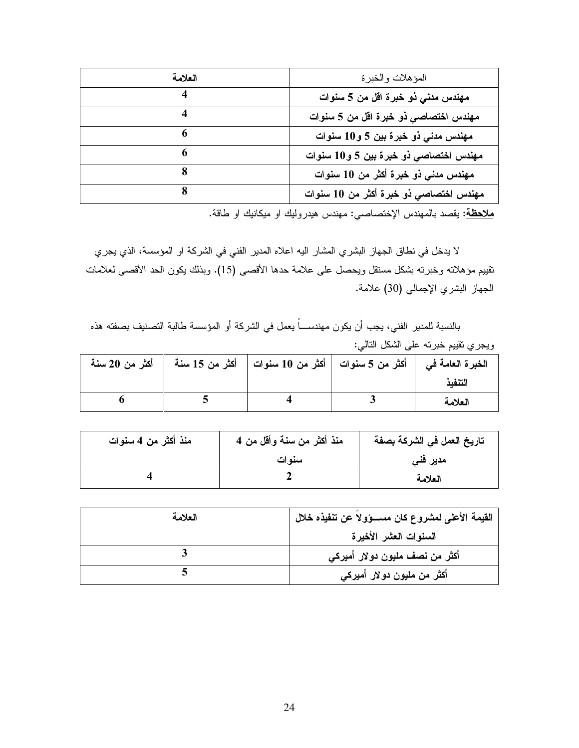| المؤهلات والخبرة | العلامة |
|---|---|
| **مهندس مدني ذو خبرة اقل من 5 سنوات** | **4** |
| **مهندس اختصاصي ذو خبرة اقل من 5 سنوات** | **4** |
| **مهندس مدني ذو خبرة بين 5 و10 سنوات** | **6** |
| **مهندس اختصاصي ذو خبرة بين 5 و10 سنوات** | **6** |
| **مهندس مدني ذو خبرة أكثر من 10 سنوات** | **8** |
| **مهندس اختصاصي ذو خبرة أكثر من 10 سنوات** | **8** |

**ملاحظة**: يقصد بالمهندس الإختصاصي: مهندس هيدروليك او ميكانيك او طاقة.

لا يدخل في نطاق الجهاز البشري المشار اليه اعلاه المدير الفني في الشركة او المؤسسة، الذي يجري تقييم مؤهلاته وخبرته بشكل مستقل ويحصل على علامة حدها الأقصى (15). وبذلك يكون الحد الأقصى لعلامات الجهاز البشري الإجمالي (30) علامة.

بالنسبة للمدير الفني، يجب أن يكون مهندساً يعمل في الشركة أو المؤسسة طالبة التصنيف بصفته هذه ويجري تقييم خبرته على الشكل التالي:

| **الخبرة العامة في التنفيذ** | **أكثر من 5 سنوات** | **أكثر من 10 سنوات** | **أكثر من 15 سنة** | **أكثر من 20 سنة** |
|---|---|---|---|---|
| **العلامة** | **3** | **4** | **5** | **6** |

| **تاريخ العمل في الشركة بصفة مدير فني** | **منذ أكثر من سنة وأقل من 4 سنوات** | **منذ أكثر من 4 سنوات** |
|---|---|---|
| **العلامة** | **2** | **4** |

| **القيمة الأعلى لمشروع كان مسؤولاً عن تنفيذه خلال السنوات العشر الأخيرة** | العلامة |
|---|---|
| **أكثر من نصف مليون دولار أميركي** | **3** |
| **أكثر من مليون دولار أميركي** | **5** |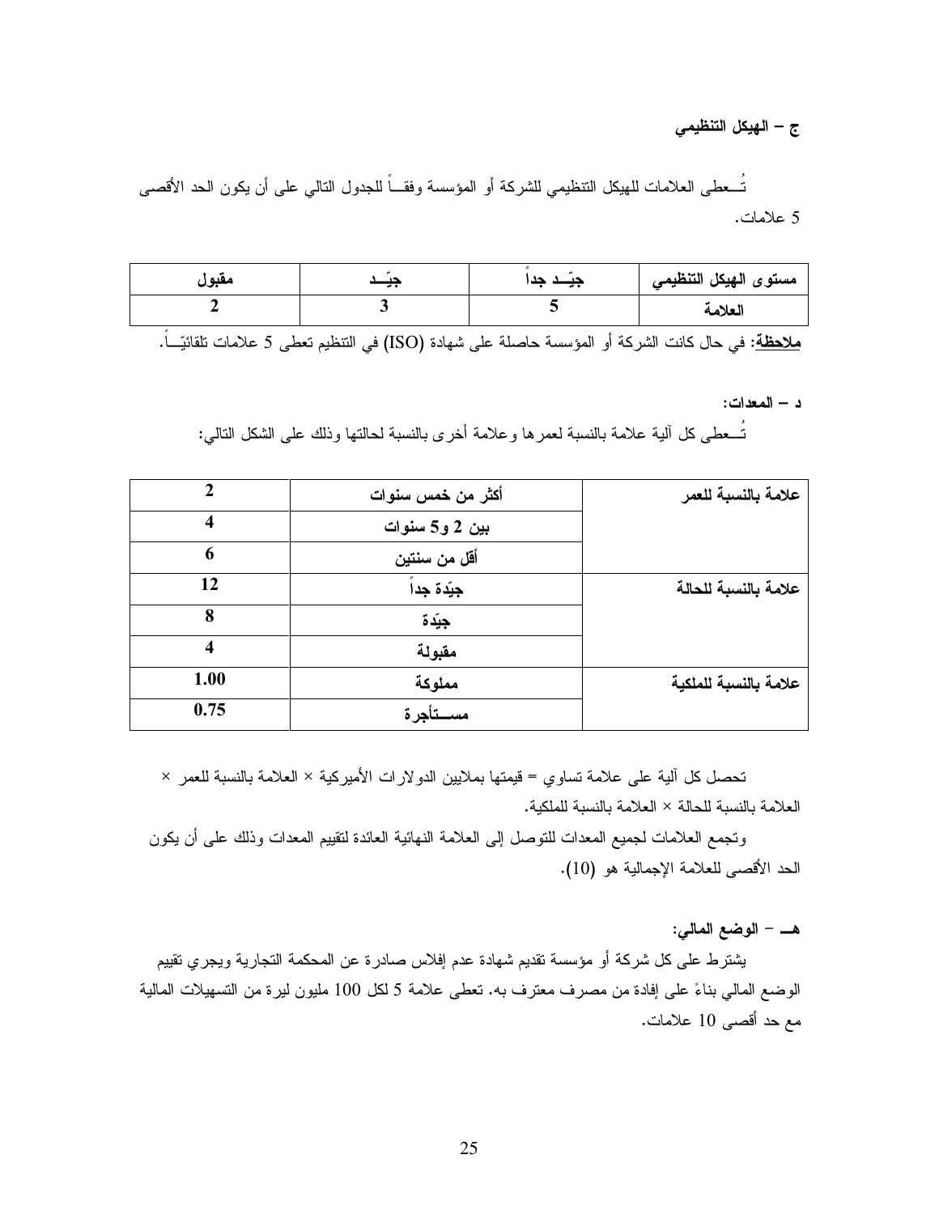### ج – الهيكل التنظيمي

تُـعطى العلامات للهيكل التنظيمي للشركة أو المؤسسة وفقـاً للجدول التالي على أن يكون الحد الأقصى 5 علامات.

| مستوى الهيكل التنظيمي | جيّـد جداً | جيّـد | مقبول |
| --- | --- | --- | --- |
| العلامة | 5 | 3 | 2 |

**<u>ملاحظة</u>:** في حال كانت الشركة أو المؤسسة حاصلة على شهادة (ISO) في التنظيم تعطى 5 علامات تلقائيّـاً.

### د – المعدات:

تُـعطى كل آلية علامة بالنسبة لعمرها وعلامة أخرى بالنسبة لحالتها وذلك على الشكل التالي:

| | | |
| --- | --- | --- |
| علامة بالنسبة للعمر | أكثر من خمس سنوات | 2 |
| | بين 2 و5 سنوات | 4 |
| | أقل من سنتين | 6 |
| علامة بالنسبة للحالة | جيّدة جداً | 12 |
| | جيّدة | 8 |
| | مقبولة | 4 |
| علامة بالنسبة للملكية | مملوكة | 1.00 |
| | مسـتأجرة | 0.75 |

تحصل كل آلية على علامة تساوي = قيمتها بملايين الدولارات الأميركية × العلامة بالنسبة للعمر × العلامة بالنسبة للحالة × العلامة بالنسبة للملكية.

وتجمع العلامات لجميع المعدات للتوصل إلى العلامة النهائية العائدة لتقييم المعدات وذلك على أن يكون الحد الأقصى للعلامة الإجمالية هو (10).

### هـ – الوضع المالي:

يشترط على كل شركة أو مؤسسة تقديم شهادة عدم إفلاس صادرة عن المحكمة التجارية ويجري تقييم الوضع المالي بناءً على إفادة من مصرف معترف به. تعطى علامة 5 لكل 100 مليون ليرة من التسهيلات المالية مع حد أقصى 10 علامات.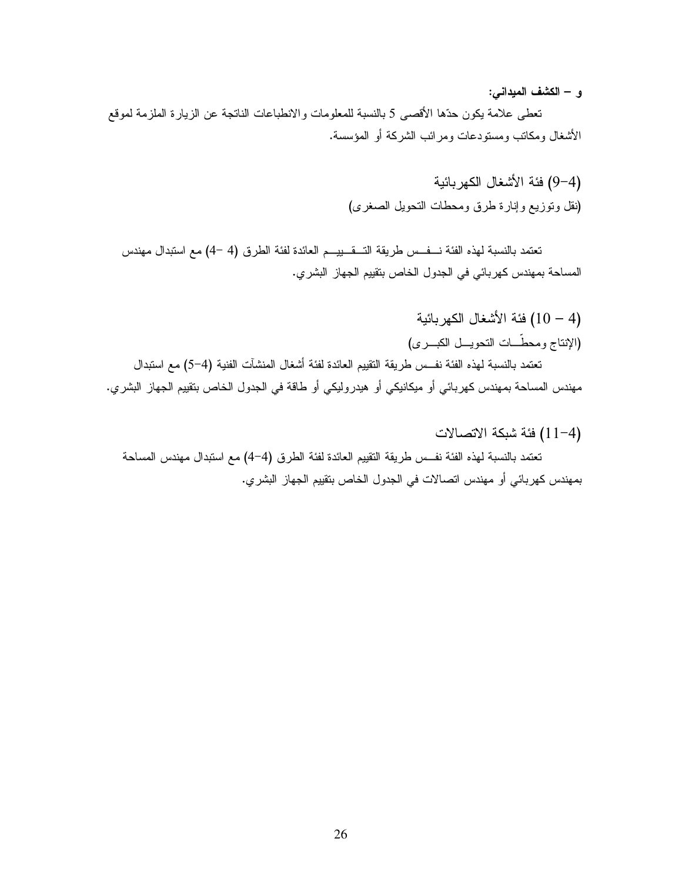**و – الكشف الميداني:**

تعطى علامة يكون حدّها الأقصى 5 بالنسبة للمعلومات والانطباعات الناتجة عن الزيارة الملزمة لموقع الأشغال ومكاتب ومستودعات ومرائب الشركة أو المؤسسة.

### (4–9) فئة الأشغال الكهربائية

(نقل وتوزيع وإنارة طرق ومحطات التحويل الصغرى)

تعتمد بالنسبة لهذه الفئة نفس طريقة التقييم العائدة لفئة الطرق (4 –4) مع استبدال مهندس المساحة بمهندس كهربائي في الجدول الخاص بتقييم الجهاز البشري.

### (4 – 10) فئة الأشغال الكهربائية

(الإنتاج ومحطّات التحويل الكبرى)

تعتمد بالنسبة لهذه الفئة نفس طريقة التقييم العائدة لفئة أشغال المنشآت الفنية (4–5) مع استبدال مهندس المساحة بمهندس كهربائي أو ميكانيكي أو هيدروليكي أو طاقة في الجدول الخاص بتقييم الجهاز البشري.

### (4–11) فئة شبكة الاتصالات

تعتمد بالنسبة لهذه الفئة نفس طريقة التقييم العائدة لفئة الطرق (4–4) مع استبدال مهندس المساحة بمهندس كهربائي أو مهندس اتصالات في الجدول الخاص بتقييم الجهاز البشري.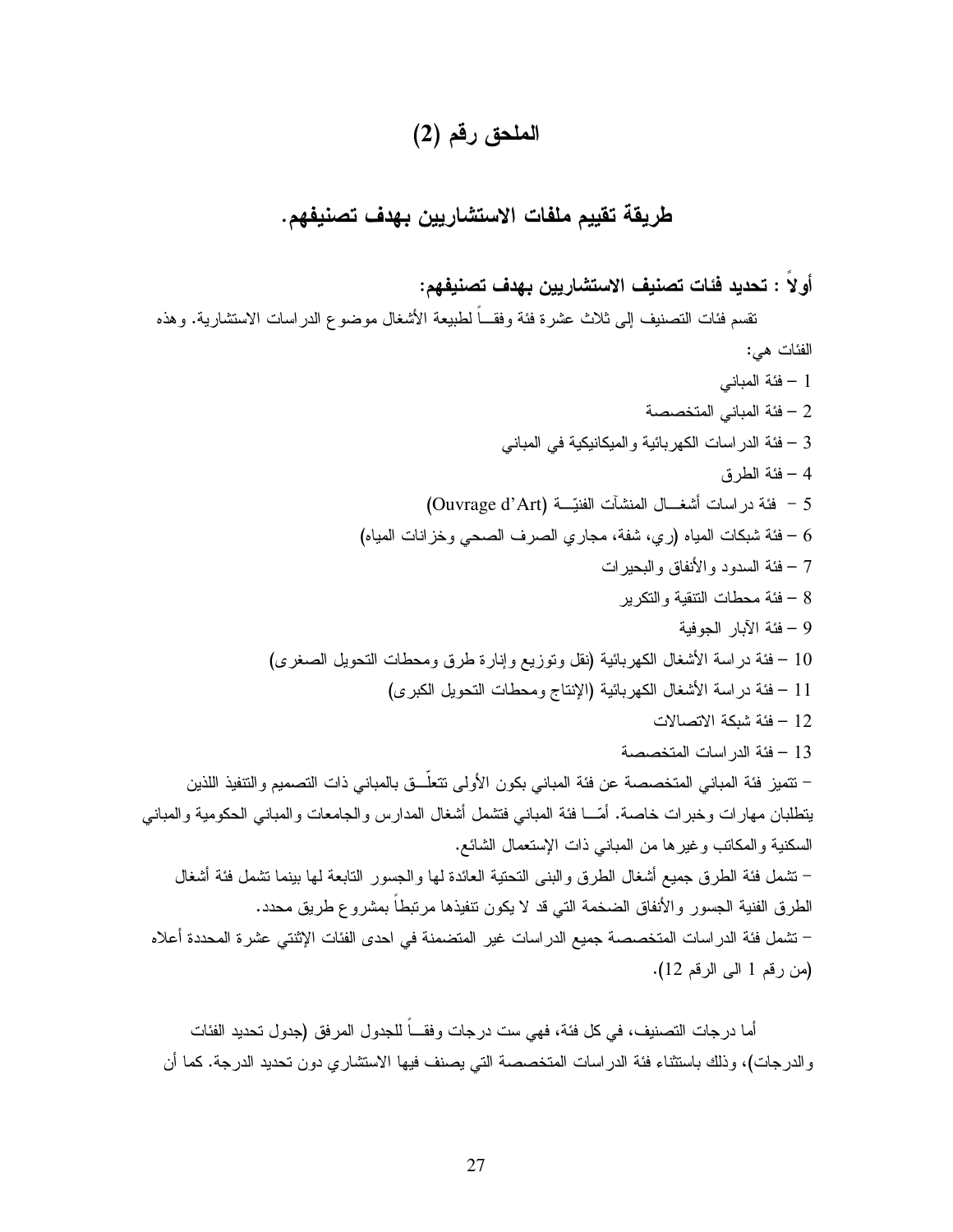# الملحق رقم (2)

## طريقة تقييم ملفات الاستشاريين بهدف تصنيفهم.

### أولاً : تحديد فئات تصنيف الاستشاريين بهدف تصنيفهم:

تقسم فئات التصنيف إلى ثلاث عشرة فئة وفقـاً لطبيعة الأشغال موضوع الدراسات الاستشارية. وهذه الفئات هي:

1 – فئة المباني
2 – فئة المباني المتخصصة
3 – فئة الدراسات الكهربائية والميكانيكية في المباني
4 – فئة الطرق
5 – فئة دراسات أشغـال المنشآت الفنيّـة (Ouvrage d'Art)
6 – فئة شبكات المياه (ري، شفة، مجاري الصرف الصحي وخزانات المياه)
7 – فئة السدود والأنفاق والبحيرات
8 – فئة محطات التنقية والتكرير
9 – فئة الآبار الجوفية
10 – فئة دراسة الأشغال الكهربائية (نقل وتوزيع وإنارة طرق ومحطات التحويل الصغرى)
11 – فئة دراسة الأشغال الكهربائية (الإنتاج ومحطات التحويل الكبرى)
12 – فئة شبكة الاتصالات
13 – فئة الدراسات المتخصصة

– تتميز فئة المباني المتخصصة عن فئة المباني بكون الأولى تتعلّـق بالمباني ذات التصميم والتنفيذ اللذين يتطلبان مهارات وخبرات خاصة. أمّـا فئة المباني فتشمل أشغال المدارس والجامعات والمباني الحكومية والمباني السكنية والمكاتب وغيرها من المباني ذات الإستعمال الشائع.

– تشمل فئة الطرق جميع أشغال الطرق والبنى التحتية العائدة لها والجسور التابعة لها بينما تشمل فئة أشغال الطرق الفنية الجسور والأنفاق الضخمة التي قد لا يكون تنفيذها مرتبطاً بمشروع طريق محدد.

– تشمل فئة الدراسات المتخصصة جميع الدراسات غير المتضمنة في احدى الفئات الإثنتي عشرة المحددة أعلاه (من رقم 1 الى الرقم 12).

أما درجات التصنيف، في كل فئة، فهي ست درجات وفقـاً للجدول المرفق (جدول تحديد الفئات والدرجات)، وذلك باستثناء فئة الدراسات المتخصصة التي يصنف فيها الاستشاري دون تحديد الدرجة. كما أن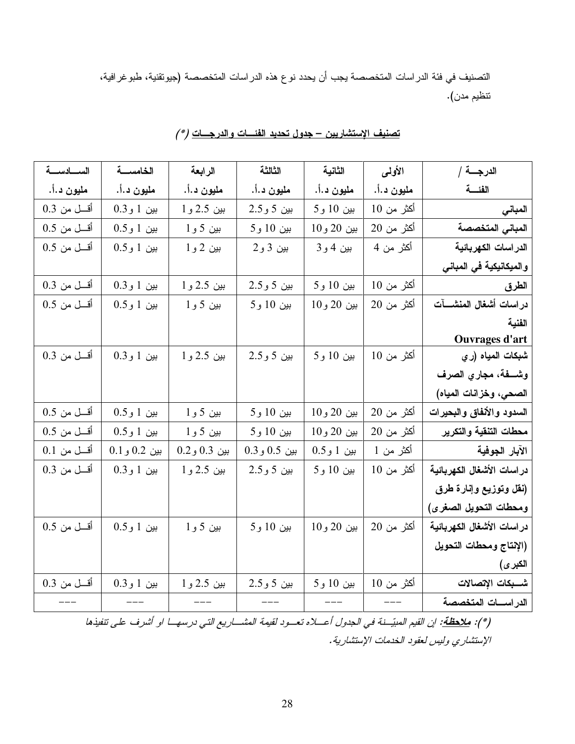التصنيف في فئة الدراسات المتخصصة يجب أن يحدد نوع هذه الدراسات المتخصصة (جيوتقنية، طبوغرافية، تنظيم مدن).

**تصنيف الإستشاريين – جدول تحديد الفئـــات والدرجـــات** *(*)*

| الدرجـــة / الفئـــة | الأولى مليون د.أ. | الثانية مليون د.أ. | الثالثة مليون د.أ. | الرابعة مليون د.أ. | الخامســـة مليون د.أ. | الســـادســـة مليون د.أ. |
|---|---|---|---|---|---|---|
| **المباني** | أكثر من 10 | بين 10 و5 | بين 5 و2.5 | بين 2.5 و1 | بين 1 و0.3 | أقــل من 0.3 |
| **المباني المتخصصة** | أكثر من 20 | بين 20 و10 | بين 10 و5 | بين 5 و1 | بين 1 و0.5 | أقــل من 0.5 |
| **الدراسات الكهربائية والميكانيكية في المباني** | أكثر من 4 | بين 4 و3 | بين 3 و2 | بين 2 و1 | بين 1 و0.5 | أقــل من 0.5 |
| **الطرق** | أكثر من 10 | بين 10 و5 | بين 5 و2.5 | بين 2.5 و1 | بين 1 و0.3 | أقــل من 0.3 |
| **دراسات أشغال المنشـــآت الفنية Ouvrages d'art** | أكثر من 20 | بين 20 و10 | بين 10 و5 | بين 5 و1 | بين 1 و0.5 | أقــل من 0.5 |
| **شبكات المياه (ري وشـــفة، مجاري الصرف الصحي، وخزانات المياه)** | أكثر من 10 | بين 10 و5 | بين 5 و2.5 | بين 2.5 و1 | بين 1 و0.3 | أقــل من 0.3 |
| **السدود والأنفاق والبحيرات** | أكثر من 20 | بين 20 و10 | بين 10 و5 | بين 5 و1 | بين 1 و0.5 | أقــل من 0.5 |
| **محطات التنقية والتكرير** | أكثر من 20 | بين 20 و10 | بين 10 و5 | بين 5 و1 | بين 1 و0.5 | أقــل من 0.5 |
| **الآبار الجوفية** | أكثر من 1 | بين 1 و0.5 | بين 0.5 و0.3 | بين 0.3 و0.2 | بين 0.2 و0.1 | أقــل من 0.1 |
| **دراسات الأشغال الكهربائية (نقل وتوزيع وإنارة طرق ومحطات التحويل الصغرى)** | أكثر من 10 | بين 10 و5 | بين 5 و2.5 | بين 2.5 و1 | بين 1 و0.3 | أقــل من 0.3 |
| **دراسات الأشغال الكهربائية (الإنتاج ومحطات التحويل الكبرى)** | أكثر من 20 | بين 20 و10 | بين 10 و5 | بين 5 و1 | بين 1 و0.5 | أقــل من 0.5 |
| **شـــبكات الإتصالات** | أكثر من 10 | بين 10 و5 | بين 5 و2.5 | بين 2.5 و1 | بين 1 و0.3 | أقــل من 0.3 |
| **الدراســـات المتخصصة** | --- | --- | --- | --- | --- | --- |

*(*): **ملاحظة**: إن القيم المبيّـــنة في الجدول أعـــلاه تعـــود لقيمة المشـــاريع التي درسهـــا او أشرف على تنفيذها الإستشاري وليس لعقود الخدمات الإستشارية.*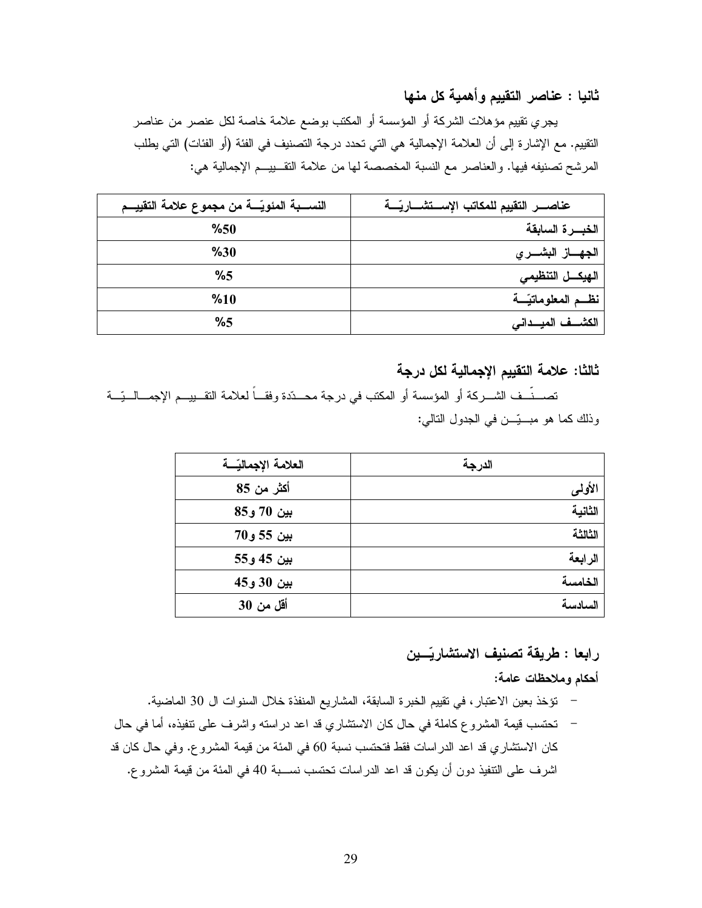## ثانيا : عناصر التقييم وأهمية كل منها

يجري تقييم مؤهلات الشركة أو المؤسسة أو المكتب بوضع علامة خاصة لكل عنصر من عناصر التقييم. مع الإشارة إلى أن العلامة الإجمالية هي التي تحدد درجة التصنيف في الفئة (أو الفئات) التي يطلب المرشح تصنيفه فيها. والعناصر مع النسبة المخصصة لها من علامة التقييم الإجمالية هي:

| عناصر التقييم للمكاتب الإستشاريّة | النسبة المئويّة من مجموع علامة التقييم |
|---|---|
| الخبرة السابقة | %50 |
| الجهاز البشري | %30 |
| الهيكل التنظيمي | %5 |
| نظم المعلوماتيّة | %10 |
| الكشف الميداني | %5 |

## ثالثا: علامة التقييم الإجمالية لكل درجة

تصنّف الشركة أو المؤسسة أو المكتب في درجة محدّدة وفقاً لعلامة التقييم الإجماليّة وذلك كما هو مبيّن في الجدول التالي:

| الدرجة | العلامة الإجماليّة |
|---|---|
| الأولى | أكثر من 85 |
| الثانية | بين 70 و85 |
| الثالثة | بين 55 و70 |
| الرابعة | بين 45 و55 |
| الخامسة | بين 30 و45 |
| السادسة | أقل من 30 |

## رابعا : طريقة تصنيف الاستشاريّين

**أحكام وملاحظات عامة:**

- تؤخذ بعين الاعتبار، في تقييم الخبرة السابقة، المشاريع المنفذة خلال السنوات ال 30 الماضية.
- تحتسب قيمة المشروع كاملة في حال كان الاستشاري قد اعد دراسته واشرف على تنفيذه، أما في حال كان الاستشاري قد اعد الدراسات فقط فتحتسب نسبة 60 في المئة من قيمة المشروع. وفي حال كان قد اشرف على التنفيذ دون أن يكون قد اعد الدراسات تحتسب نسبة 40 في المئة من قيمة المشروع.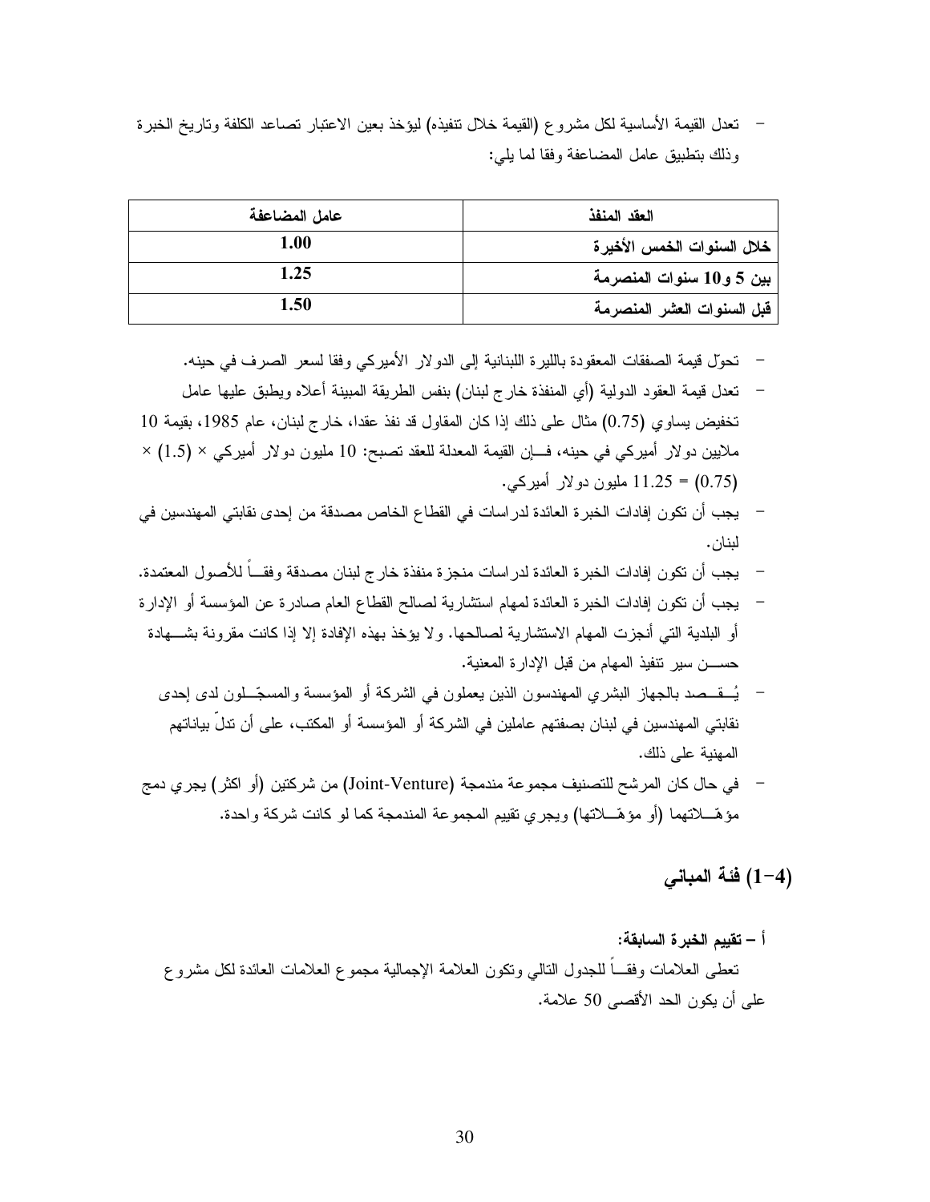- تعدل القيمة الأساسية لكل مشروع (القيمة خلال تنفيذه) ليؤخذ بعين الاعتبار تصاعد الكلفة وتاريخ الخبرة وذلك بتطبيق عامل المضاعفة وفقا لما يلي:

| العقد المنفذ | عامل المضاعفة |
| --- | --- |
| **خلال السنوات الخمس الأخيرة** | **1.00** |
| **بين 5 و10 سنوات المنصرمة** | **1.25** |
| **قبل السنوات العشر المنصرمة** | **1.50** |

- تحوّل قيمة الصفقات المعقودة بالليرة اللبنانية إلى الدولار الأميركي وفقا لسعر الصرف في حينه.
- تعدل قيمة العقود الدولية (أي المنفذة خارج لبنان) بنفس الطريقة المبينة أعلاه ويطبق عليها عامل تخفيض يساوي (0.75) مثال على ذلك إذا كان المقاول قد نفذ عقدا، خارج لبنان، عام 1985، بقيمة 10 ملايين دولار أميركي في حينه، فإن القيمة المعدلة للعقد تصبح: 10 مليون دولار أميركي × (1.5) × (0.75) = 11.25 مليون دولار أميركي.
- يجب أن تكون إفادات الخبرة العائدة لدراسات في القطاع الخاص مصدقة من إحدى نقابتي المهندسين في لبنان.
- يجب أن تكون إفادات الخبرة العائدة لدراسات منجزة منفذة خارج لبنان مصدقة وفقاً للأصول المعتمدة.
- يجب أن تكون إفادات الخبرة العائدة لمهام استشارية لصالح القطاع العام صادرة عن المؤسسة أو الإدارة أو البلدية التي أنجزت المهام الاستشارية لصالحها. ولا يؤخذ بهذه الإفادة إلا إذا كانت مقرونة بشهادة حسن سير تنفيذ المهام من قبل الإدارة المعنية.
- يُقصد بالجهاز البشري المهندسون الذين يعملون في الشركة أو المؤسسة والمسجّلون لدى إحدى نقابتي المهندسين في لبنان بصفتهم عاملين في الشركة أو المؤسسة أو المكتب، على أن تدلّ بياناتهم المهنية على ذلك.
- في حال كان المرشح للتصنيف مجموعة مندمجة (Joint-Venture) من شركتين (أو اكثر) يجري دمج مؤهّلاتهما (أو مؤهّلاتها) ويجري تقييم المجموعة المندمجة كما لو كانت شركة واحدة.

## (1-4) فئة المباني

**أ – تقييم الخبرة السابقة:**

تعطى العلامات وفقاً للجدول التالي وتكون العلامة الإجمالية مجموع العلامات العائدة لكل مشروع على أن يكون الحد الأقصى 50 علامة.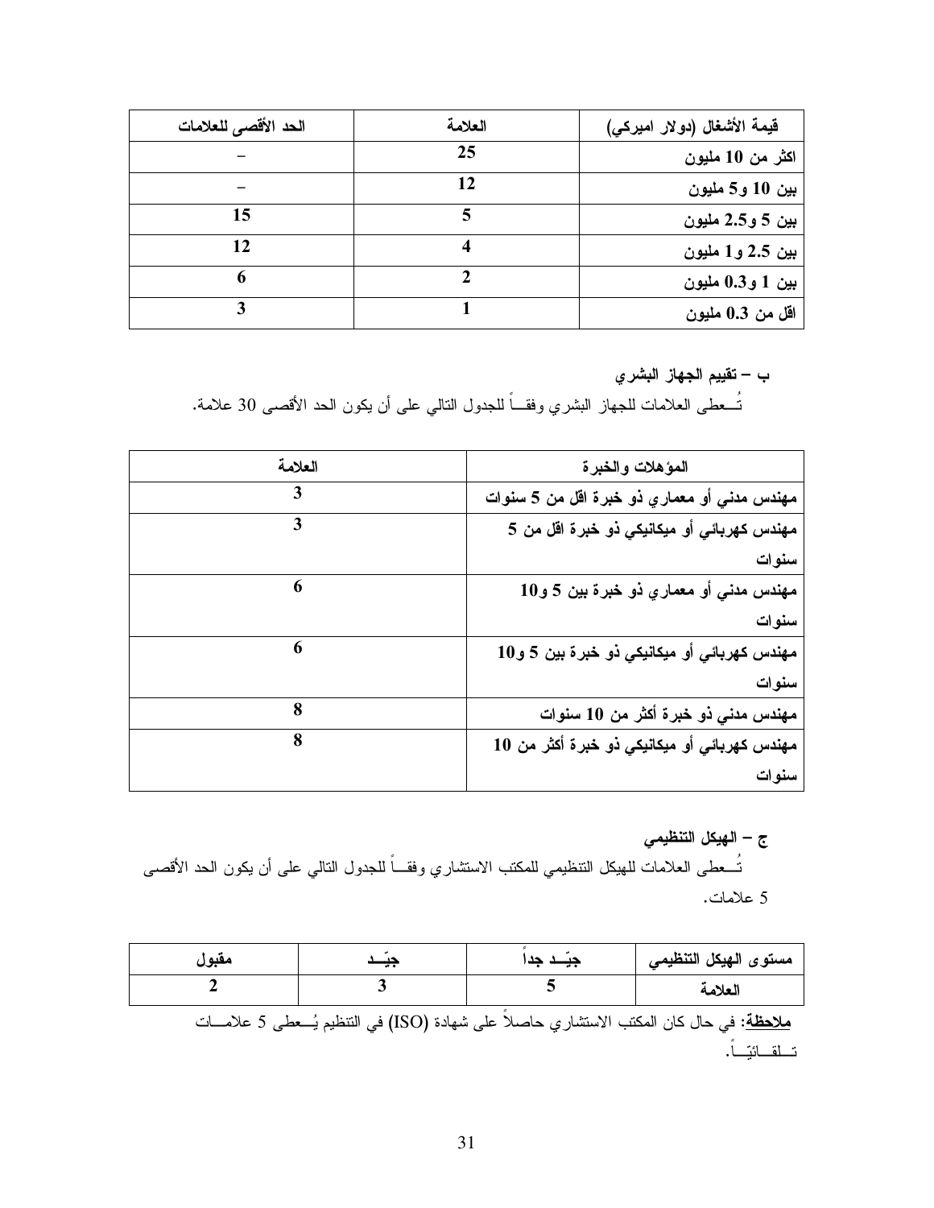| قيمة الأشغال (دولار اميركي) | العلامة | الحد الأقصى للعلامات |
|---|---|---|
| اكثر من 10 مليون | 25 | – |
| بين 10 و5 مليون | 12 | – |
| بين 5 و2.5 مليون | 5 | 15 |
| بين 2.5 و1 مليون | 4 | 12 |
| بين 1 و0.3 مليون | 2 | 6 |
| اقل من 0.3 مليون | 1 | 3 |

**ب – تقييم الجهاز البشري**

تُــعطى العلامات للجهاز البشري وفقــاً للجدول التالي على أن يكون الحد الأقصى 30 علامة.

| المؤهلات والخبرة | العلامة |
|---|---|
| مهندس مدني أو معماري ذو خبرة اقل من 5 سنوات | 3 |
| مهندس كهربائي أو ميكانيكي ذو خبرة اقل من 5 سنوات | 3 |
| مهندس مدني أو معماري ذو خبرة بين 5 و10 سنوات | 6 |
| مهندس كهربائي أو ميكانيكي ذو خبرة بين 5 و10 سنوات | 6 |
| مهندس مدني ذو خبرة أكثر من 10 سنوات | 8 |
| مهندس كهربائي أو ميكانيكي ذو خبرة أكثر من 10 سنوات | 8 |

**ج – الهيكل التنظيمي**

تُــعطى العلامات للهيكل التنظيمي للمكتب الاستشاري وفقــاً للجدول التالي على أن يكون الحد الأقصى 5 علامات.

| مستوى الهيكل التنظيمي | جيّــد جداً | جيّــد | مقبول |
|---|---|---|---|
| العلامة | 5 | 3 | 2 |

**ملاحظة**: في حال كان المكتب الاستشاري حاصلاً على شهادة (ISO) في التنظيم يُــعطى 5 علامـــات تـــلقـــائيّـــاً.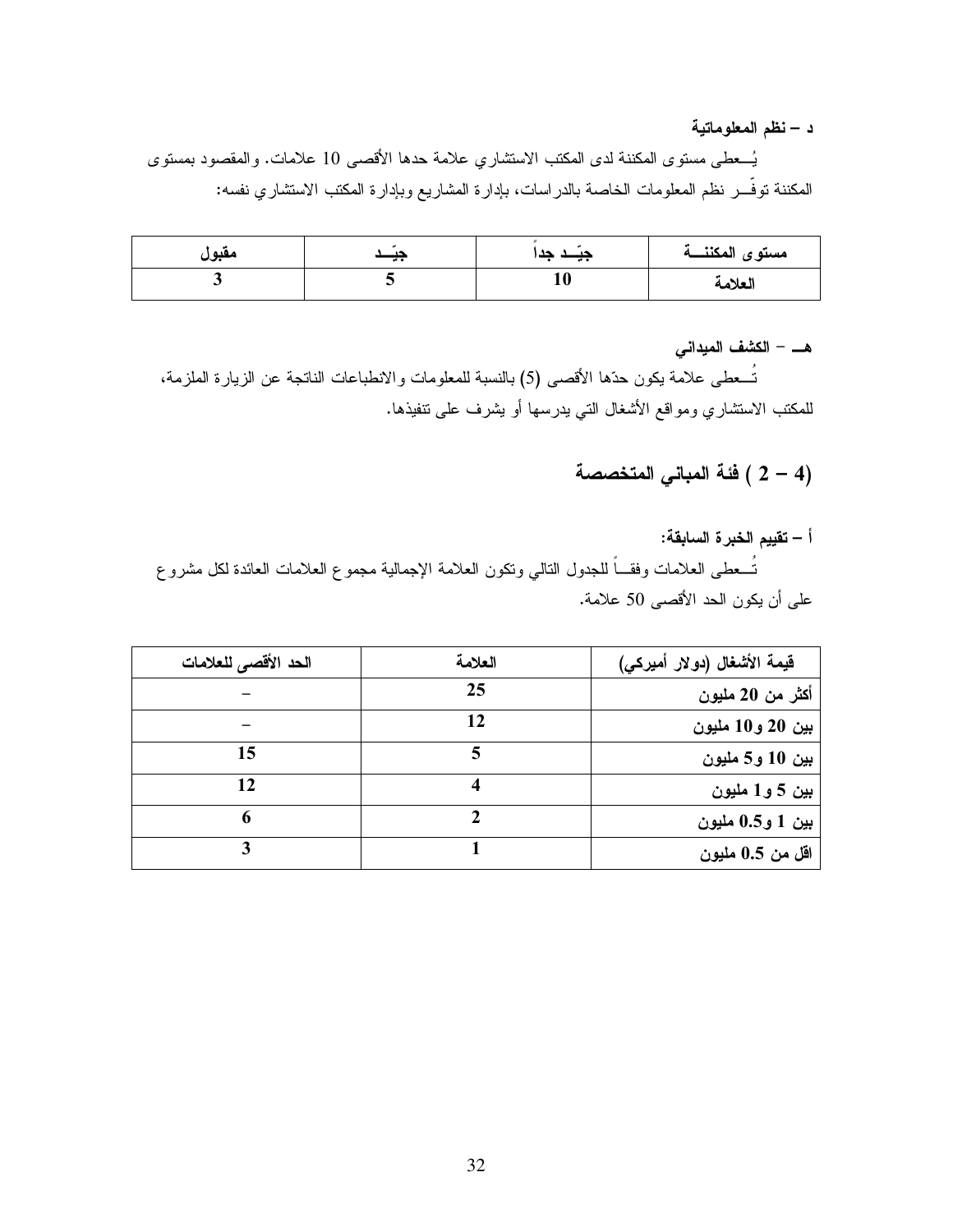**د – نظم المعلوماتية**

يُـعطى مستوى المكننة لدى المكتب الاستشاري علامة حدها الأقصى 10 علامات. والمقصود بمستوى المكننة توفّـر نظم المعلومات الخاصة بالدراسات، بإدارة المشاريع وبإدارة المكتب الاستشاري نفسه:

| مستوى المكننـــة | جيّـد جداً | جيّـد | مقبول |
|---|---|---|---|
| العلامة | 10 | 5 | 3 |

**هـ – الكشف الميداني**

تُـعطى علامة يكون حدّها الأقصى (5) بالنسبة للمعلومات والانطباعات الناتجة عن الزيارة الملزمة، للمكتب الاستشاري ومواقع الأشغال التي يدرسها أو يشرف على تنفيذها.

## (4 – 2 ) فئة المباني المتخصصة

**أ – تقييم الخبرة السابقة:**

تُـعطى العلامات وفقــاً للجدول التالي وتكون العلامة الإجمالية مجموع العلامات العائدة لكل مشروع على أن يكون الحد الأقصى 50 علامة.

| قيمة الأشغال (دولار أميركي) | العلامة | الحد الأقصى للعلامات |
|---|---|---|
| أكثر من 20 مليون | 25 | – |
| بين 20 و10 مليون | 12 | – |
| بين 10 و5 مليون | 5 | 15 |
| بين 5 و1 مليون | 4 | 12 |
| بين 1 و0.5 مليون | 2 | 6 |
| اقل من 0.5 مليون | 1 | 3 |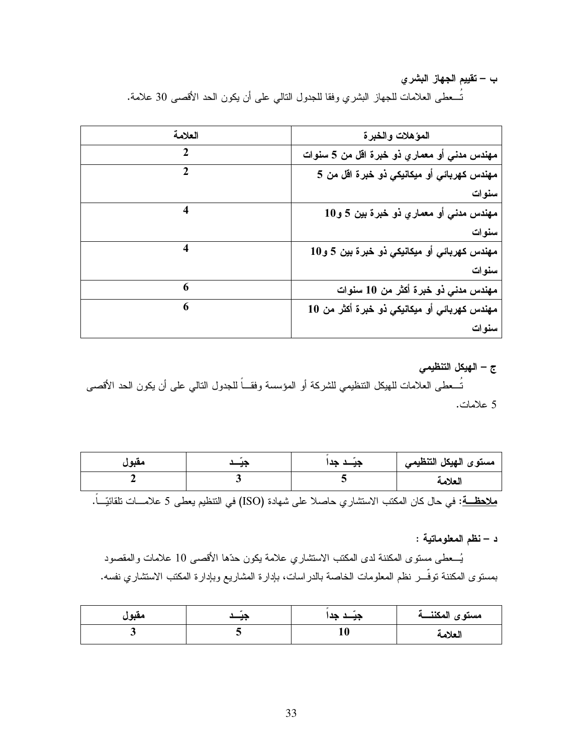**ب – تقييم الجهاز البشري**

تُــعطى العلامات للجهاز البشري وفقا للجدول التالي على أن يكون الحد الأقصى 30 علامة.

| المؤهلات والخبرة | العلامة |
|---|---|
| **مهندس مدني أو معماري ذو خبرة اقل من 5 سنوات** | **2** |
| **مهندس كهربائي أو ميكانيكي ذو خبرة اقل من 5 سنوات** | **2** |
| **مهندس مدني أو معماري ذو خبرة بين 5 و10 سنوات** | **4** |
| **مهندس كهربائي أو ميكانيكي ذو خبرة بين 5 و10 سنوات** | **4** |
| **مهندس مدني ذو خبرة أكثر من 10 سنوات** | **6** |
| **مهندس كهربائي أو ميكانيكي ذو خبرة أكثر من 10 سنوات** | **6** |

**ج – الهيكل التنظيمي**

تُــعطى العلامات للهيكل التنظيمي للشركة أو المؤسسة وفقــاً للجدول التالي على أن يكون الحد الأقصى 5 علامات.

| مستوى الهيكل التنظيمي | جيّــد جداً | جيّــد | مقبول |
|---|---|---|---|
| العلامة | **5** | **3** | **2** |

**ملاحظـــة**: في حال كان المكتب الاستشاري حاصلا على شهادة (ISO) في التنظيم يعطى 5 علامــات تلقائيّــاً.

**د – نظم المعلوماتية :**

يُــعطى مستوى المكننة لدى المكتب الاستشاري علامة يكون حدّها الأقصى 10 علامات والمقصود بمستوى المكننة توفّــر نظم المعلومات الخاصة بالدراسات، بإدارة المشاريع وبإدارة المكتب الاستشاري نفسه.

| مستوى المكننـــة | جيّــد جداً | جيّــد | مقبول |
|---|---|---|---|
| العلامة | **10** | **5** | **3** |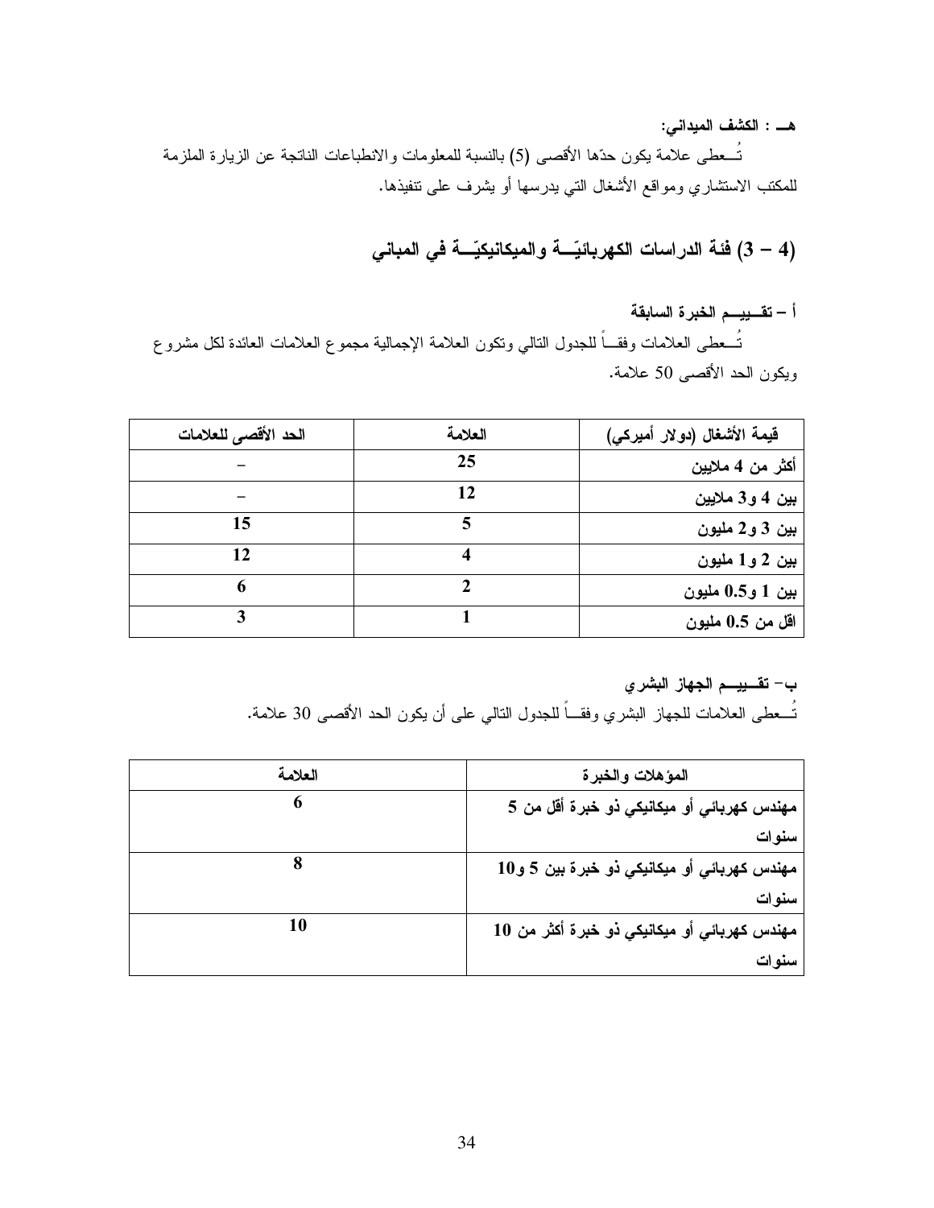**هــ : الكشف الميداني:**

تُــعطى علامة يكون حدّها الأقصى (5) بالنسبة للمعلومات والانطباعات الناتجة عن الزيارة الملزمة للمكتب الاستشاري ومواقع الأشغال التي يدرسها أو يشرف على تنفيذها.

## (4 – 3) فئة الدراسات الكهربائيّـــة والميكانيكيّـــة في المباني

**أ – تقــييــم الخبرة السابقة**

تُــعطى العلامات وفقـــاً للجدول التالي وتكون العلامة الإجمالية مجموع العلامات العائدة لكل مشروع ويكون الحد الأقصى 50 علامة.

| قيمة الأشغال (دولار أميركي) | العلامة | الحد الأقصى للعلامات |
|---|---|---|
| أكثر من 4 ملايين | 25 | – |
| بين 4 و3 ملايين | 12 | – |
| بين 3 و2 مليون | 5 | 15 |
| بين 2 و1 مليون | 4 | 12 |
| بين 1 و0.5 مليون | 2 | 6 |
| اقل من 0.5 مليون | 1 | 3 |

**ب- تقــييــم الجهاز البشري**

تُــعطى العلامات للجهاز البشري وفقـــاً للجدول التالي على أن يكون الحد الأقصى 30 علامة.

| المؤهلات والخبرة | العلامة |
|---|---|
| مهندس كهربائي أو ميكانيكي ذو خبرة أقل من 5 سنوات | 6 |
| مهندس كهربائي أو ميكانيكي ذو خبرة بين 5 و10 سنوات | 8 |
| مهندس كهربائي أو ميكانيكي ذو خبرة أكثر من 10 سنوات | 10 |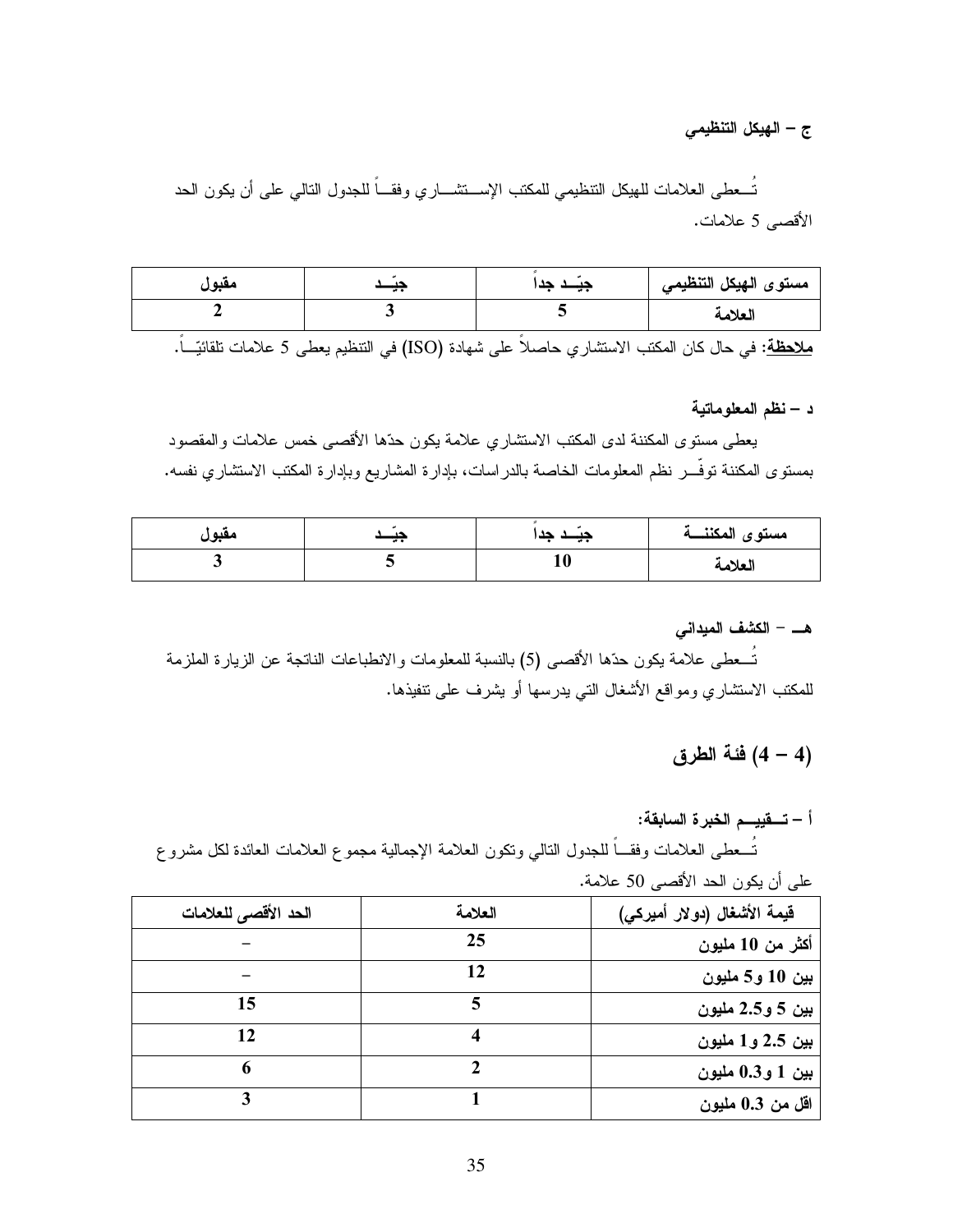**ج – الهيكل التنظيمي**

تُـعطى العلامات للهيكل التنظيمي للمكتب الإســتشــاري وفقــاً للجدول التالي على أن يكون الحد الأقصى 5 علامات.

| مستوى الهيكل التنظيمي | جيّــد جداً | جيّــد | مقبول |
|---|---|---|---|
| العلامة | 5 | 3 | 2 |

**ملاحظة:** في حال كان المكتب الاستشاري حاصلاً على شهادة (ISO) في التنظيم يعطى 5 علامات تلقائيّــاً.

**د – نظم المعلوماتية**

يعطى مستوى المكننة لدى المكتب الاستشاري علامة يكون حدّها الأقصى خمس علامات والمقصود بمستوى المكننة توفّــر نظم المعلومات الخاصة بالدراسات، بإدارة المشاريع وبإدارة المكتب الاستشاري نفسه.

| مستوى المكننـــة | جيّــد جداً | جيّــد | مقبول |
|---|---|---|---|
| العلامة | 10 | 5 | 3 |

**هــ – الكشف الميداني**

تُــعطى علامة يكون حدّها الأقصى (5) بالنسبة للمعلومات والانطباعات الناتجة عن الزيارة الملزمة للمكتب الاستشاري ومواقع الأشغال التي يدرسها أو يشرف على تنفيذها.

## (4 – 4) فئة الطرق

**أ – تــقييــم الخبرة السابقة:**

تُــعطى العلامات وفقــاً للجدول التالي وتكون العلامة الإجمالية مجموع العلامات العائدة لكل مشروع على أن يكون الحد الأقصى 50 علامة.

| قيمة الأشغال (دولار أميركي) | العلامة | الحد الأقصى للعلامات |
|---|---|---|
| أكثر من 10 مليون | 25 | – |
| بين 10 و5 مليون | 12 | – |
| بين 5 و2.5 مليون | 5 | 15 |
| بين 2.5 و1 مليون | 4 | 12 |
| بين 1 و0.3 مليون | 2 | 6 |
| اقل من 0.3 مليون | 1 | 3 |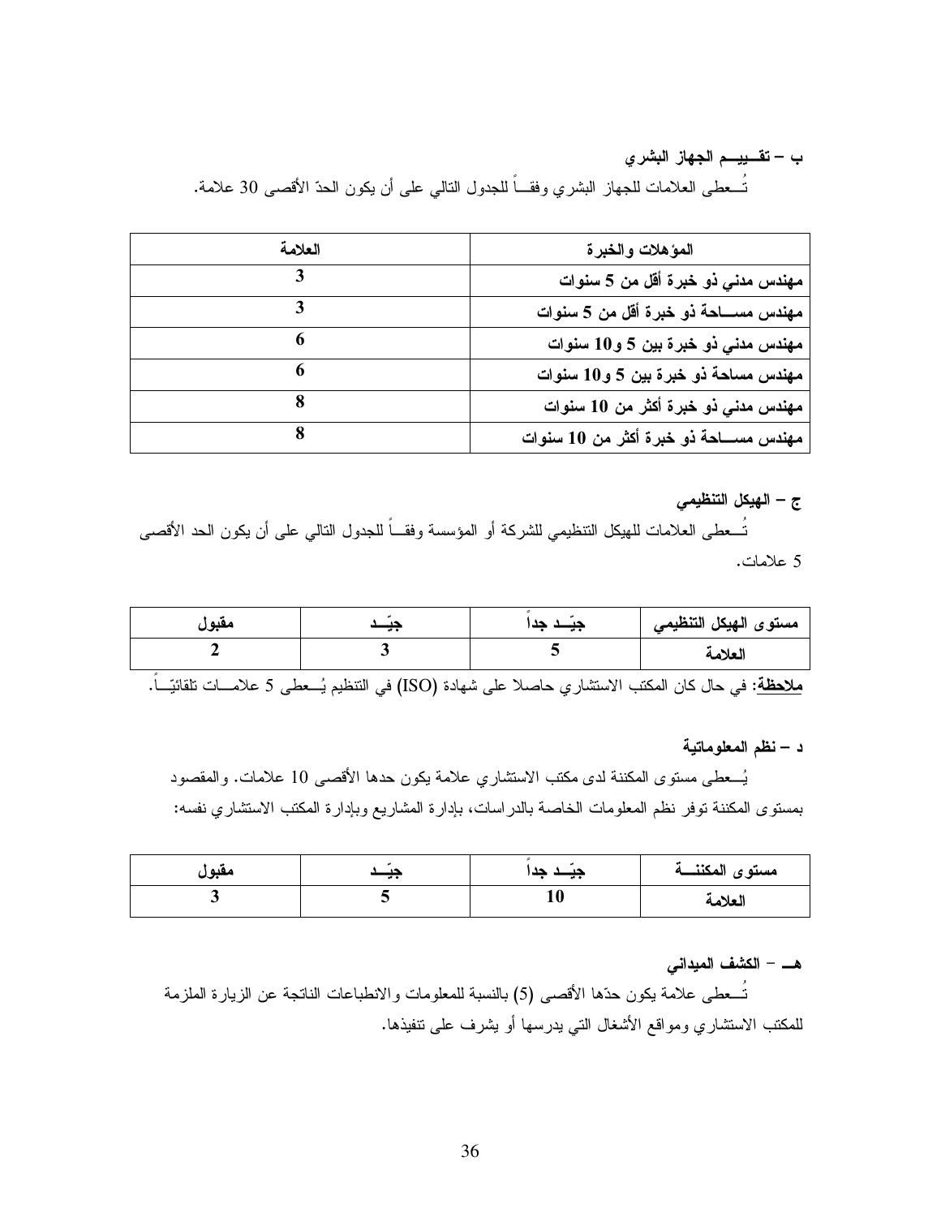### ب – تقـــييـــم الجهاز البشري

تُـــعطى العلامات للجهاز البشري وفقـــاً للجدول التالي على أن يكون الحدّ الأقصى 30 علامة.

| المؤهلات والخبرة | العلامة |
|---|---|
| مهندس مدني ذو خبرة أقل من 5 سنوات | 3 |
| مهندس مســـاحة ذو خبرة أقل من 5 سنوات | 3 |
| مهندس مدني ذو خبرة بين 5 و10 سنوات | 6 |
| مهندس مساحة ذو خبرة بين 5 و10 سنوات | 6 |
| مهندس مدني ذو خبرة أكثر من 10 سنوات | 8 |
| مهندس مســـاحة ذو خبرة أكثر من 10 سنوات | 8 |

### ج – الهيكل التنظيمي

تُـــعطى العلامات للهيكل التنظيمي للشركة أو المؤسسة وفقـــاً للجدول التالي على أن يكون الحد الأقصى 5 علامات.

| مستوى الهيكل التنظيمي | جيّـــد جداً | جيّـــد | مقبول |
|---|---|---|---|
| العلامة | 5 | 3 | 2 |

**ملاحظة:** في حال كان المكتب الاستشاري حاصلا على شهادة (ISO) في التنظيم يُـــعطى 5 علامـــات تلقائيّـــاً.

### د – نظم المعلوماتية

يُـــعطى مستوى المكننة لدى مكتب الاستشاري علامة يكون حدها الأقصى 10 علامات. والمقصود بمستوى المكننة توفر نظم المعلومات الخاصة بالدراسات، بإدارة المشاريع وبإدارة المكتب الاستشاري نفسه:

| مستوى المكننـــة | جيّـــد جداً | جيّـــد | مقبول |
|---|---|---|---|
| العلامة | 10 | 5 | 3 |

### هـــ – الكشف الميداني

تُـــعطى علامة يكون حدّها الأقصى (5) بالنسبة للمعلومات والانطباعات الناتجة عن الزيارة الملزمة للمكتب الاستشاري ومواقع الأشغال التي يدرسها أو يشرف على تنفيذها.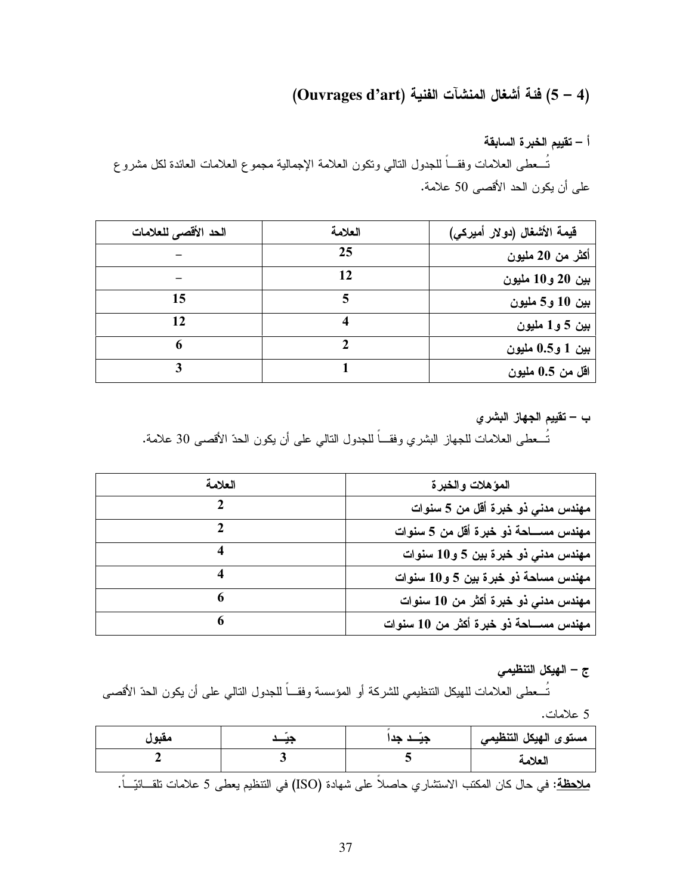## (4 – 5) فئة أشغال المنشآت الفنية (Ouvrages d'art)

**أ – تقييم الخبرة السابقة**

تُـعطى العلامات وفقــاً للجدول التالي وتكون العلامة الإجمالية مجموع العلامات العائدة لكل مشروع على أن يكون الحد الأقصى 50 علامة.

| قيمة الأشغال (دولار أميركي) | العلامة | الحد الأقصى للعلامات |
|---|---|---|
| أكثر من 20 مليون | 25 | – |
| بين 20 و10 مليون | 12 | – |
| بين 10 و5 مليون | 5 | 15 |
| بين 5 و1 مليون | 4 | 12 |
| بين 1 و0.5 مليون | 2 | 6 |
| اقل من 0.5 مليون | 1 | 3 |

**ب – تقييم الجهاز البشري**

تُـعطى العلامات للجهاز البشري وفقــاً للجدول التالي على أن يكون الحدّ الأقصى 30 علامة.

| المؤهلات والخبرة | العلامة |
|---|---|
| مهندس مدني ذو خبرة أقل من 5 سنوات | 2 |
| مهندس مســـاحة ذو خبرة أقل من 5 سنوات | 2 |
| مهندس مدني ذو خبرة بين 5 و10 سنوات | 4 |
| مهندس مساحة ذو خبرة بين 5 و10 سنوات | 4 |
| مهندس مدني ذو خبرة أكثر من 10 سنوات | 6 |
| مهندس مســـاحة ذو خبرة أكثر من 10 سنوات | 6 |

**ج – الهيكل التنظيمي**

تُـعطى العلامات للهيكل التنظيمي للشركة أو المؤسسة وفقــاً للجدول التالي على أن يكون الحدّ الأقصى 5 علامات.

| مستوى الهيكل التنظيمي | جيّــد جداً | جيّــد | مقبول |
|---|---|---|---|
| العلامة | 5 | 3 | 2 |

**ملاحظة:** في حال كان المكتب الاستشاري حاصلاً على شهادة (ISO) في التنظيم يعطى 5 علامات تلقــائيّــاً.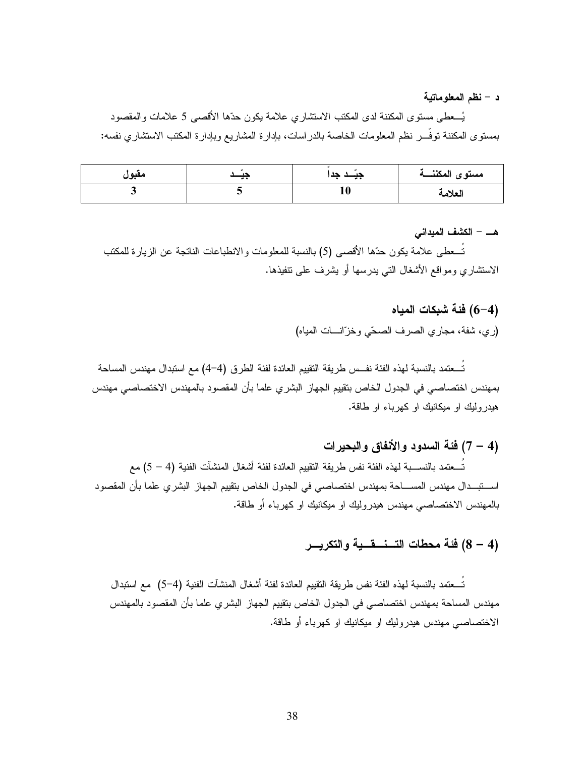### د – نظم المعلوماتية

يُعطى مستوى المكننة لدى المكتب الاستشاري علامة يكون حدّها الأقصى 5 علامات والمقصود بمستوى المكننة توفّر نظم المعلومات الخاصة بالدراسات، بإدارة المشاريع وبإدارة المكتب الاستشاري نفسه:

| مستوى المكننة | جيّد جداً | جيّد | مقبول |
|---|---|---|---|
| العلامة | 10 | 5 | 3 |

### هـ – الكشف الميداني

تُعطى علامة يكون حدّها الأقصى (5) بالنسبة للمعلومات والانطباعات الناتجة عن الزيارة للمكتب الاستشاري ومواقع الأشغال التي يدرسها أو يشرف على تنفيذها.

## (4–6) فئة شبكات المياه

(ري، شفة، مجاري الصرف الصحّي وخزّانات المياه)

تُعتمد بالنسبة لهذه الفئة نفس طريقة التقييم العائدة لفئة الطرق (4–4) مع استبدال مهندس المساحة بمهندس اختصاصي في الجدول الخاص بتقييم الجهاز البشري علما بأن المقصود بالمهندس الاختصاصي مهندس هيدروليك او ميكانيك او كهرباء او طاقة.

## (4 – 7) فئة السدود والأنفاق والبحيرات

تُعتمد بالنسبة لهذه الفئة نفس طريقة التقييم العائدة لفئة أشغال المنشآت الفنية (4 – 5) مع استبدال مهندس المساحة بمهندس اختصاصي في الجدول الخاص بتقييم الجهاز البشري علما بأن المقصود بالمهندس الاختصاصي مهندس هيدروليك او ميكانيك او كهرباء أو طاقة.

## (4 – 8) فئة محطات التنقية والتكرير

تُعتمد بالنسبة لهذه الفئة نفس طريقة التقييم العائدة لفئة أشغال المنشآت الفنية (4–5) مع استبدال مهندس المساحة بمهندس اختصاصي في الجدول الخاص بتقييم الجهاز البشري علما بأن المقصود بالمهندس الاختصاصي مهندس هيدروليك او ميكانيك او كهرباء أو طاقة.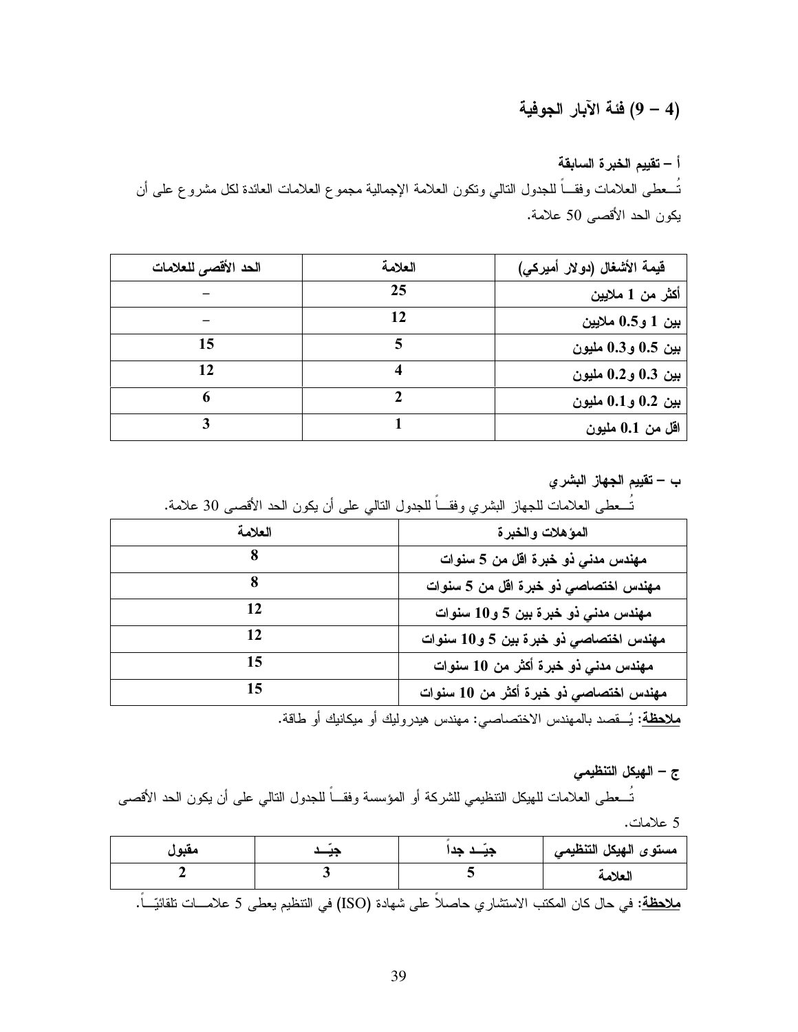## (4 – 9) فئة الآبار الجوفية

### أ – تقييم الخبرة السابقة

تُـعطى العلامات وفقـاً للجدول التالي وتكون العلامة الإجمالية مجموع العلامات العائدة لكل مشروع على أن يكون الحد الأقصى 50 علامة.

| قيمة الأشغال (دولار أميركي) | العلامة | الحد الأقصى للعلامات |
|---|---|---|
| أكثر من 1 ملايين | 25 | – |
| بين 1 و0.5 ملايين | 12 | – |
| بين 0.5 و0.3 مليون | 5 | 15 |
| بين 0.3 و0.2 مليون | 4 | 12 |
| بين 0.2 و0.1 مليون | 2 | 6 |
| اقل من 0.1 مليون | 1 | 3 |

### ب – تقييم الجهاز البشري

تُـعطى العلامات للجهاز البشري وفقـاً للجدول التالي على أن يكون الحد الأقصى 30 علامة.

| المؤهلات والخبرة | العلامة |
|---|---|
| مهندس مدني ذو خبرة اقل من 5 سنوات | 8 |
| مهندس اختصاصي ذو خبرة اقل من 5 سنوات | 8 |
| مهندس مدني ذو خبرة بين 5 و10 سنوات | 12 |
| مهندس اختصاصي ذو خبرة بين 5 و10 سنوات | 12 |
| مهندس مدني ذو خبرة أكثر من 10 سنوات | 15 |
| مهندس اختصاصي ذو خبرة أكثر من 10 سنوات | 15 |

**ملاحظة:** يُـقصد بالمهندس الاختصاصي: مهندس هيدروليك أو ميكانيك أو طاقة.

### ج – الهيكل التنظيمي

تُـعطى العلامات للهيكل التنظيمي للشركة أو المؤسسة وفقـاً للجدول التالي على أن يكون الحد الأقصى 5 علامات.

| مستوى الهيكل التنظيمي | جيّـد جداً | جيّـد | مقبول |
|---|---|---|---|
| العلامة | 5 | 3 | 2 |

**ملاحظة:** في حال كان المكتب الاستشاري حاصلاً على شهادة (ISO) في التنظيم يعطى 5 علامـات تلقائيّـاً.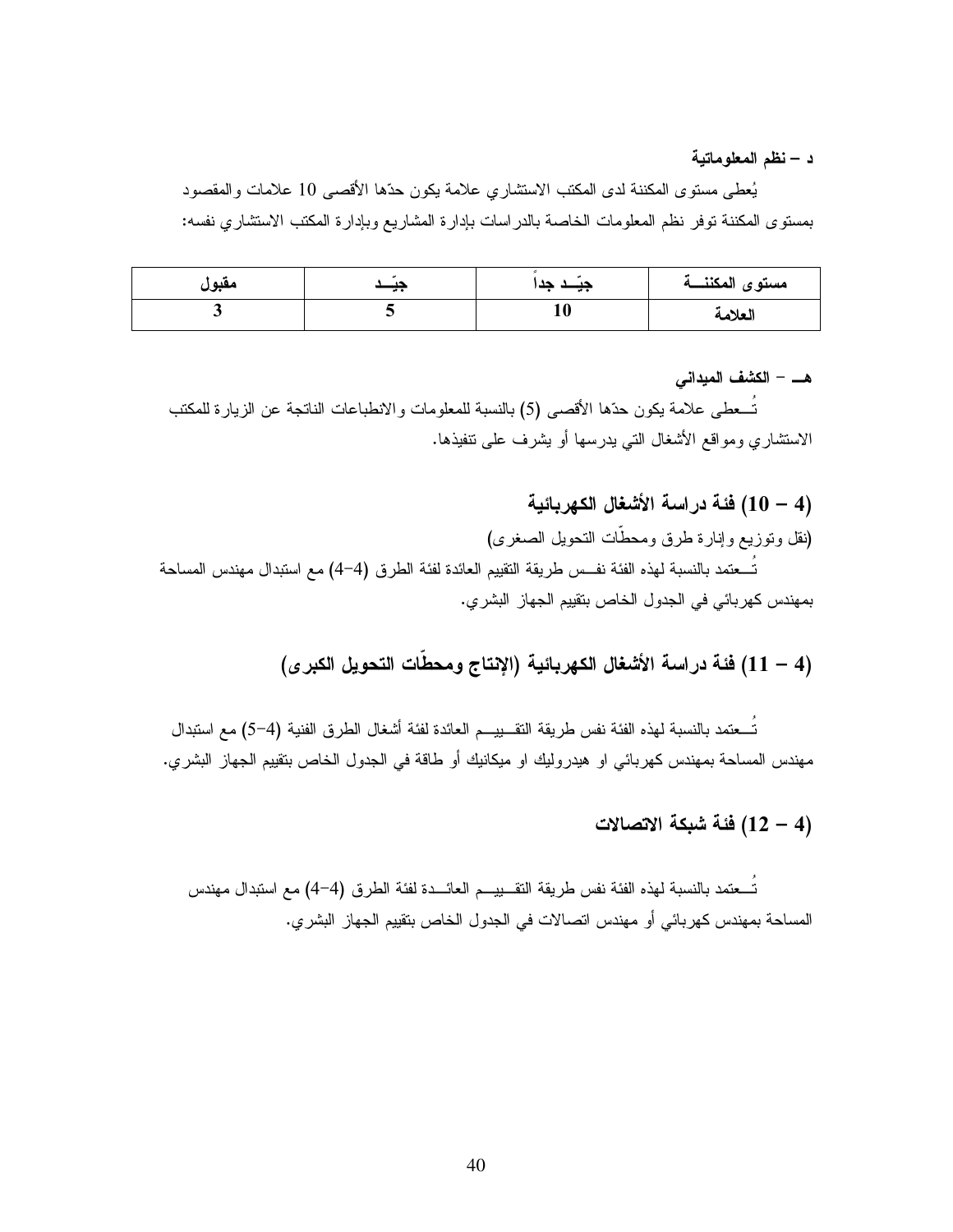**د – نظم المعلوماتية**

يُعطى مستوى المكننة لدى المكتب الاستشاري علامة يكون حدّها الأقصى 10 علامات والمقصود بمستوى المكننة توفر نظم المعلومات الخاصة بالدراسات بإدارة المشاريع وبإدارة المكتب الاستشاري نفسه:

| مستوى المكننـــة | جيّـــد جداً | جيّــد | مقبول |
|---|---|---|---|
| العلامة | 10 | 5 | 3 |

**هـ – الكشف الميداني**

تُـــعطى علامة يكون حدّها الأقصى (5) بالنسبة للمعلومات والانطباعات الناتجة عن الزيارة للمكتب الاستشاري ومواقع الأشغال التي يدرسها أو يشرف على تنفيذها.

## (4 – 10) فئة دراسة الأشغال الكهربائية

(نقل وتوزيع وإنارة طرق ومحطّات التحويل الصغرى)

تُـــعتمد بالنسبة لهذه الفئة نفـــس طريقة التقييم العائدة لفئة الطرق (4-4) مع استبدال مهندس المساحة بمهندس كهربائي في الجدول الخاص بتقييم الجهاز البشري.

## (4 – 11) فئة دراسة الأشغال الكهربائية (الإنتاج ومحطّات التحويل الكبرى)

تُـــعتمد بالنسبة لهذه الفئة نفس طريقة التقـــييـــم العائدة لفئة أشغال الطرق الفنية (4-5) مع استبدال مهندس المساحة بمهندس كهربائي او هيدروليك او ميكانيك أو طاقة في الجدول الخاص بتقييم الجهاز البشري.

## (4 – 12) فئة شبكة الاتصالات

تُـــعتمد بالنسبة لهذه الفئة نفس طريقة التقـــييـــم العائـــدة لفئة الطرق (4-4) مع استبدال مهندس المساحة بمهندس كهربائي أو مهندس اتصالات في الجدول الخاص بتقييم الجهاز البشري.